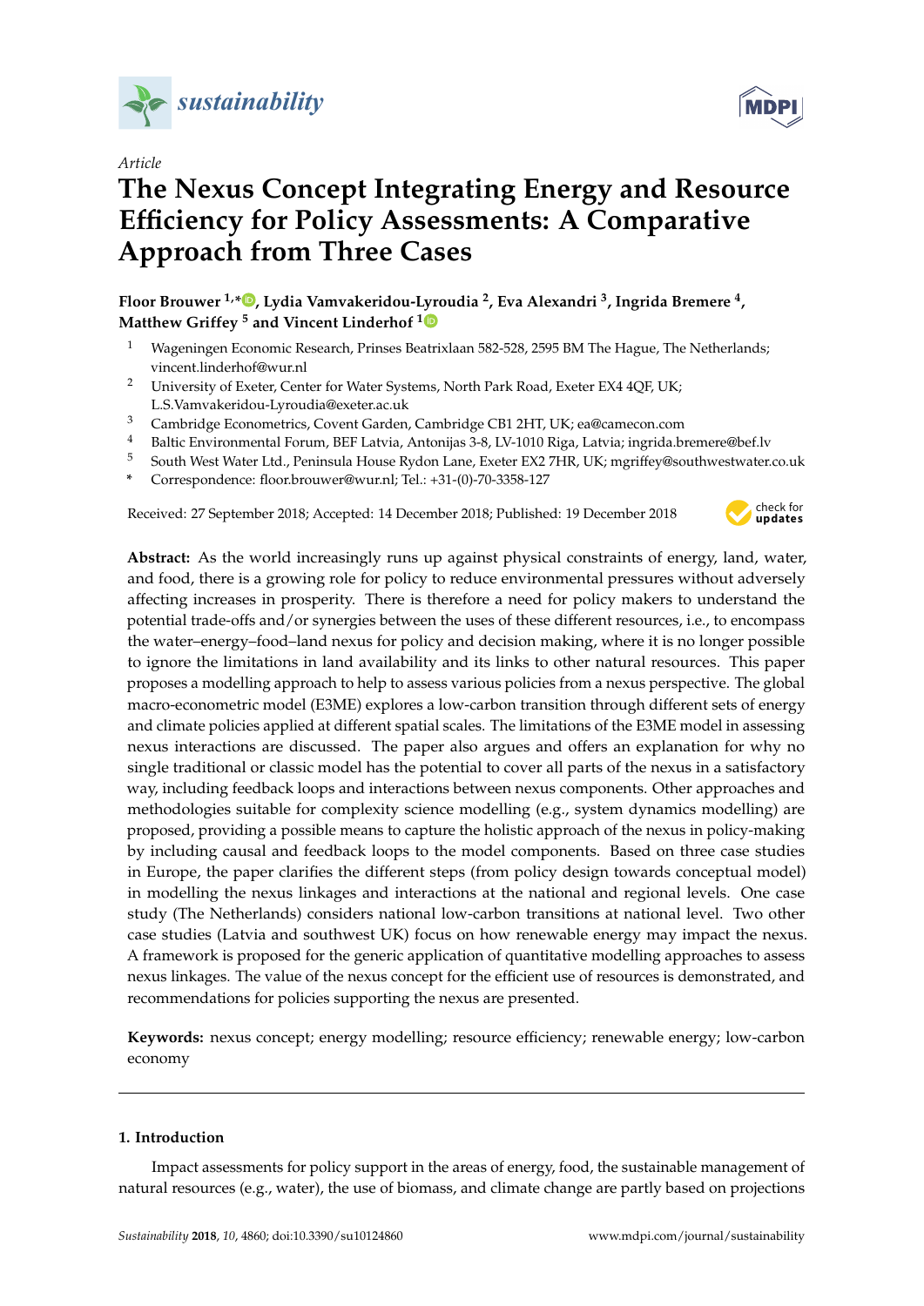*Article*

# The Nexus Concept Integrating Energy and Resource Efficiency for Policy Assessments: A Comparative Approach from Three Cases

**Floor Brouwer [1,*], Lydia Vamvakeridou-Lyroudia [2], Eva Alexandri [3], Ingrida Bremere [4], Matthew Griffey [5] and Vincent Linderhof [1]**

[1] Wageningen Economic Research, Prinses Beatrixlaan 582-528, 2595 BM The Hague, The Netherlands; vincent.linderhof@wur.nl

[2] University of Exeter, Center for Water Systems, North Park Road, Exeter EX4 4QF, UK; L.S.Vamvakeridou-Lyroudia@exeter.ac.uk

[3] Cambridge Econometrics, Covent Garden, Cambridge CB1 2HT, UK; ea@camecon.com

[4] Baltic Environmental Forum, BEF Latvia, Antonijas 3-8, LV-1010 Riga, Latvia; ingrida.bremere@bef.lv

[5] South West Water Ltd., Peninsula House Rydon Lane, Exeter EX2 7HR, UK; mgriffey@southwestwater.co.uk

[*] Correspondence: floor.brouwer@wur.nl; Tel.: +31-(0)-70-3358-127

Received: 27 September 2018; Accepted: 14 December 2018; Published: 19 December 2018

**Abstract:** As the world increasingly runs up against physical constraints of energy, land, water, and food, there is a growing role for policy to reduce environmental pressures without adversely affecting increases in prosperity. There is therefore a need for policy makers to understand the potential trade-offs and/or synergies between the uses of these different resources, i.e., to encompass the water–energy–food–land nexus for policy and decision making, where it is no longer possible to ignore the limitations in land availability and its links to other natural resources. This paper proposes a modelling approach to help to assess various policies from a nexus perspective. The global macro-econometric model (E3ME) explores a low-carbon transition through different sets of energy and climate policies applied at different spatial scales. The limitations of the E3ME model in assessing nexus interactions are discussed. The paper also argues and offers an explanation for why no single traditional or classic model has the potential to cover all parts of the nexus in a satisfactory way, including feedback loops and interactions between nexus components. Other approaches and methodologies suitable for complexity science modelling (e.g., system dynamics modelling) are proposed, providing a possible means to capture the holistic approach of the nexus in policy-making by including causal and feedback loops to the model components. Based on three case studies in Europe, the paper clarifies the different steps (from policy design towards conceptual model) in modelling the nexus linkages and interactions at the national and regional levels. One case study (The Netherlands) considers national low-carbon transitions at national level. Two other case studies (Latvia and southwest UK) focus on how renewable energy may impact the nexus. A framework is proposed for the generic application of quantitative modelling approaches to assess nexus linkages. The value of the nexus concept for the efficient use of resources is demonstrated, and recommendations for policies supporting the nexus are presented.

**Keywords:** nexus concept; energy modelling; resource efficiency; renewable energy; low-carbon economy

## 1. Introduction

Impact assessments for policy support in the areas of energy, food, the sustainable management of natural resources (e.g., water), the use of biomass, and climate change are partly based on projections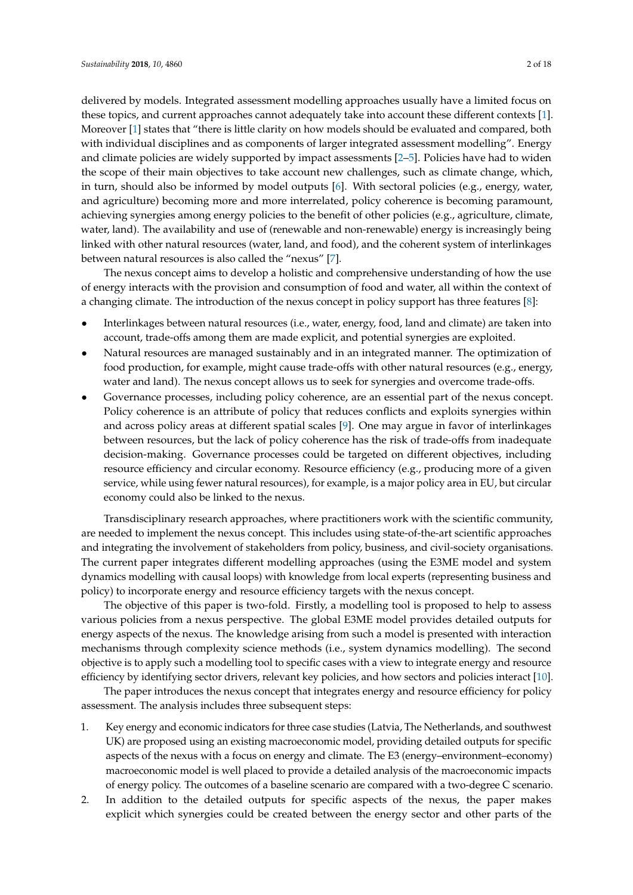delivered by models. Integrated assessment modelling approaches usually have a limited focus on these topics, and current approaches cannot adequately take into account these different contexts [1]. Moreover [1] states that "there is little clarity on how models should be evaluated and compared, both with individual disciplines and as components of larger integrated assessment modelling". Energy and climate policies are widely supported by impact assessments [2–5]. Policies have had to widen the scope of their main objectives to take account new challenges, such as climate change, which, in turn, should also be informed by model outputs [6]. With sectoral policies (e.g., energy, water, and agriculture) becoming more and more interrelated, policy coherence is becoming paramount, achieving synergies among energy policies to the benefit of other policies (e.g., agriculture, climate, water, land). The availability and use of (renewable and non-renewable) energy is increasingly being linked with other natural resources (water, land, and food), and the coherent system of interlinkages between natural resources is also called the "nexus" [7].

The nexus concept aims to develop a holistic and comprehensive understanding of how the use of energy interacts with the provision and consumption of food and water, all within the context of a changing climate. The introduction of the nexus concept in policy support has three features [8]:

- Interlinkages between natural resources (i.e., water, energy, food, land and climate) are taken into account, trade-offs among them are made explicit, and potential synergies are exploited.
- Natural resources are managed sustainably and in an integrated manner. The optimization of food production, for example, might cause trade-offs with other natural resources (e.g., energy, water and land). The nexus concept allows us to seek for synergies and overcome trade-offs.
- Governance processes, including policy coherence, are an essential part of the nexus concept. Policy coherence is an attribute of policy that reduces conflicts and exploits synergies within and across policy areas at different spatial scales [9]. One may argue in favor of interlinkages between resources, but the lack of policy coherence has the risk of trade-offs from inadequate decision-making. Governance processes could be targeted on different objectives, including resource efficiency and circular economy. Resource efficiency (e.g., producing more of a given service, while using fewer natural resources), for example, is a major policy area in EU, but circular economy could also be linked to the nexus.

Transdisciplinary research approaches, where practitioners work with the scientific community, are needed to implement the nexus concept. This includes using state-of-the-art scientific approaches and integrating the involvement of stakeholders from policy, business, and civil-society organisations. The current paper integrates different modelling approaches (using the E3ME model and system dynamics modelling with causal loops) with knowledge from local experts (representing business and policy) to incorporate energy and resource efficiency targets with the nexus concept.

The objective of this paper is two-fold. Firstly, a modelling tool is proposed to help to assess various policies from a nexus perspective. The global E3ME model provides detailed outputs for energy aspects of the nexus. The knowledge arising from such a model is presented with interaction mechanisms through complexity science methods (i.e., system dynamics modelling). The second objective is to apply such a modelling tool to specific cases with a view to integrate energy and resource efficiency by identifying sector drivers, relevant key policies, and how sectors and policies interact [10].

The paper introduces the nexus concept that integrates energy and resource efficiency for policy assessment. The analysis includes three subsequent steps:

1. Key energy and economic indicators for three case studies (Latvia, The Netherlands, and southwest UK) are proposed using an existing macroeconomic model, providing detailed outputs for specific aspects of the nexus with a focus on energy and climate. The E3 (energy–environment–economy) macroeconomic model is well placed to provide a detailed analysis of the macroeconomic impacts of energy policy. The outcomes of a baseline scenario are compared with a two-degree C scenario.
2. In addition to the detailed outputs for specific aspects of the nexus, the paper makes explicit which synergies could be created between the energy sector and other parts of the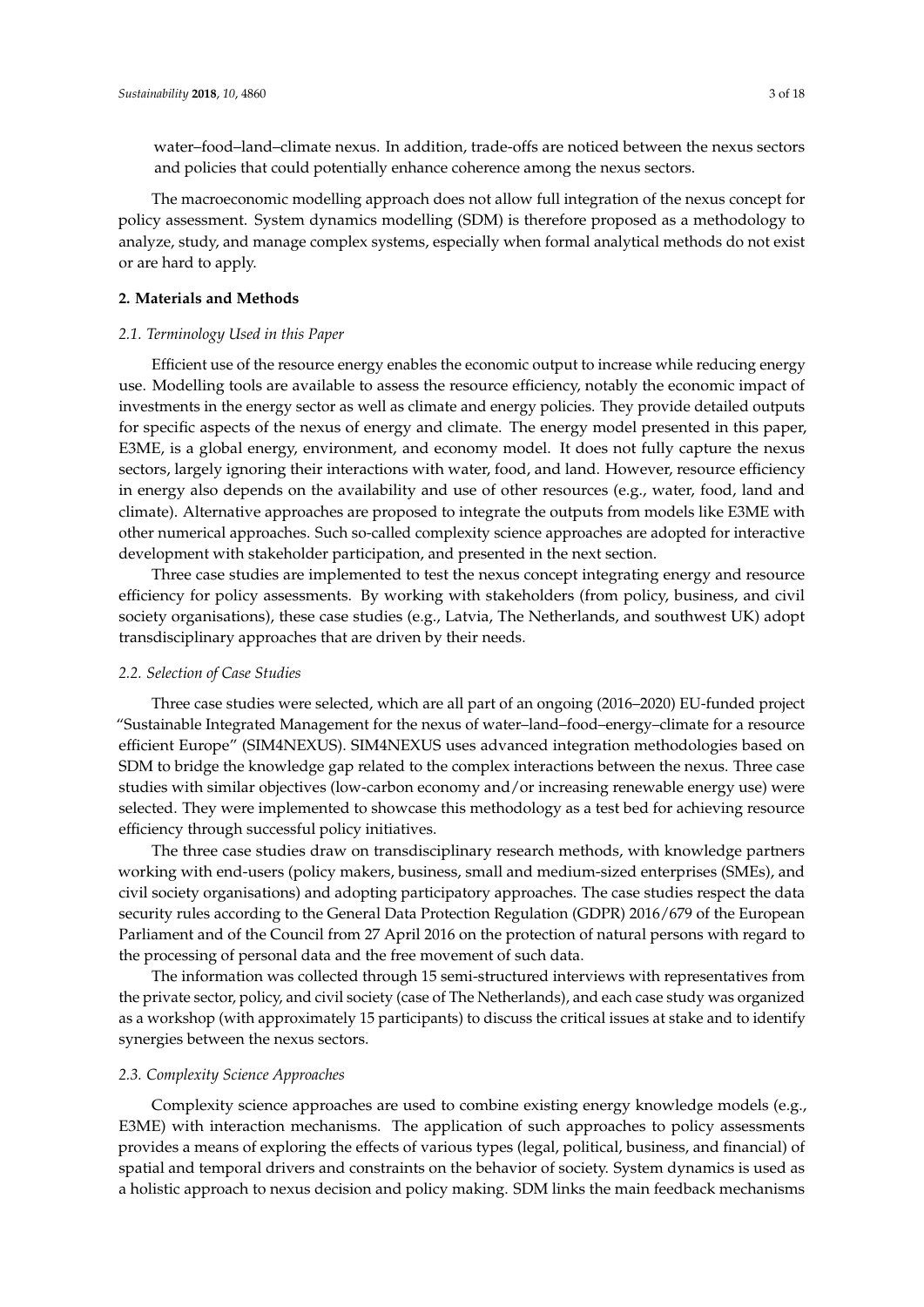water–food–land–climate nexus. In addition, trade-offs are noticed between the nexus sectors and policies that could potentially enhance coherence among the nexus sectors.

The macroeconomic modelling approach does not allow full integration of the nexus concept for policy assessment. System dynamics modelling (SDM) is therefore proposed as a methodology to analyze, study, and manage complex systems, especially when formal analytical methods do not exist or are hard to apply.

## 2. Materials and Methods

### *2.1. Terminology Used in this Paper*

Efficient use of the resource energy enables the economic output to increase while reducing energy use. Modelling tools are available to assess the resource efficiency, notably the economic impact of investments in the energy sector as well as climate and energy policies. They provide detailed outputs for specific aspects of the nexus of energy and climate. The energy model presented in this paper, E3ME, is a global energy, environment, and economy model. It does not fully capture the nexus sectors, largely ignoring their interactions with water, food, and land. However, resource efficiency in energy also depends on the availability and use of other resources (e.g., water, food, land and climate). Alternative approaches are proposed to integrate the outputs from models like E3ME with other numerical approaches. Such so-called complexity science approaches are adopted for interactive development with stakeholder participation, and presented in the next section.

Three case studies are implemented to test the nexus concept integrating energy and resource efficiency for policy assessments. By working with stakeholders (from policy, business, and civil society organisations), these case studies (e.g., Latvia, The Netherlands, and southwest UK) adopt transdisciplinary approaches that are driven by their needs.

### *2.2. Selection of Case Studies*

Three case studies were selected, which are all part of an ongoing (2016–2020) EU-funded project "Sustainable Integrated Management for the nexus of water–land–food–energy–climate for a resource efficient Europe" (SIM4NEXUS). SIM4NEXUS uses advanced integration methodologies based on SDM to bridge the knowledge gap related to the complex interactions between the nexus. Three case studies with similar objectives (low-carbon economy and/or increasing renewable energy use) were selected. They were implemented to showcase this methodology as a test bed for achieving resource efficiency through successful policy initiatives.

The three case studies draw on transdisciplinary research methods, with knowledge partners working with end-users (policy makers, business, small and medium-sized enterprises (SMEs), and civil society organisations) and adopting participatory approaches. The case studies respect the data security rules according to the General Data Protection Regulation (GDPR) 2016/679 of the European Parliament and of the Council from 27 April 2016 on the protection of natural persons with regard to the processing of personal data and the free movement of such data.

The information was collected through 15 semi-structured interviews with representatives from the private sector, policy, and civil society (case of The Netherlands), and each case study was organized as a workshop (with approximately 15 participants) to discuss the critical issues at stake and to identify synergies between the nexus sectors.

### *2.3. Complexity Science Approaches*

Complexity science approaches are used to combine existing energy knowledge models (e.g., E3ME) with interaction mechanisms. The application of such approaches to policy assessments provides a means of exploring the effects of various types (legal, political, business, and financial) of spatial and temporal drivers and constraints on the behavior of society. System dynamics is used as a holistic approach to nexus decision and policy making. SDM links the main feedback mechanisms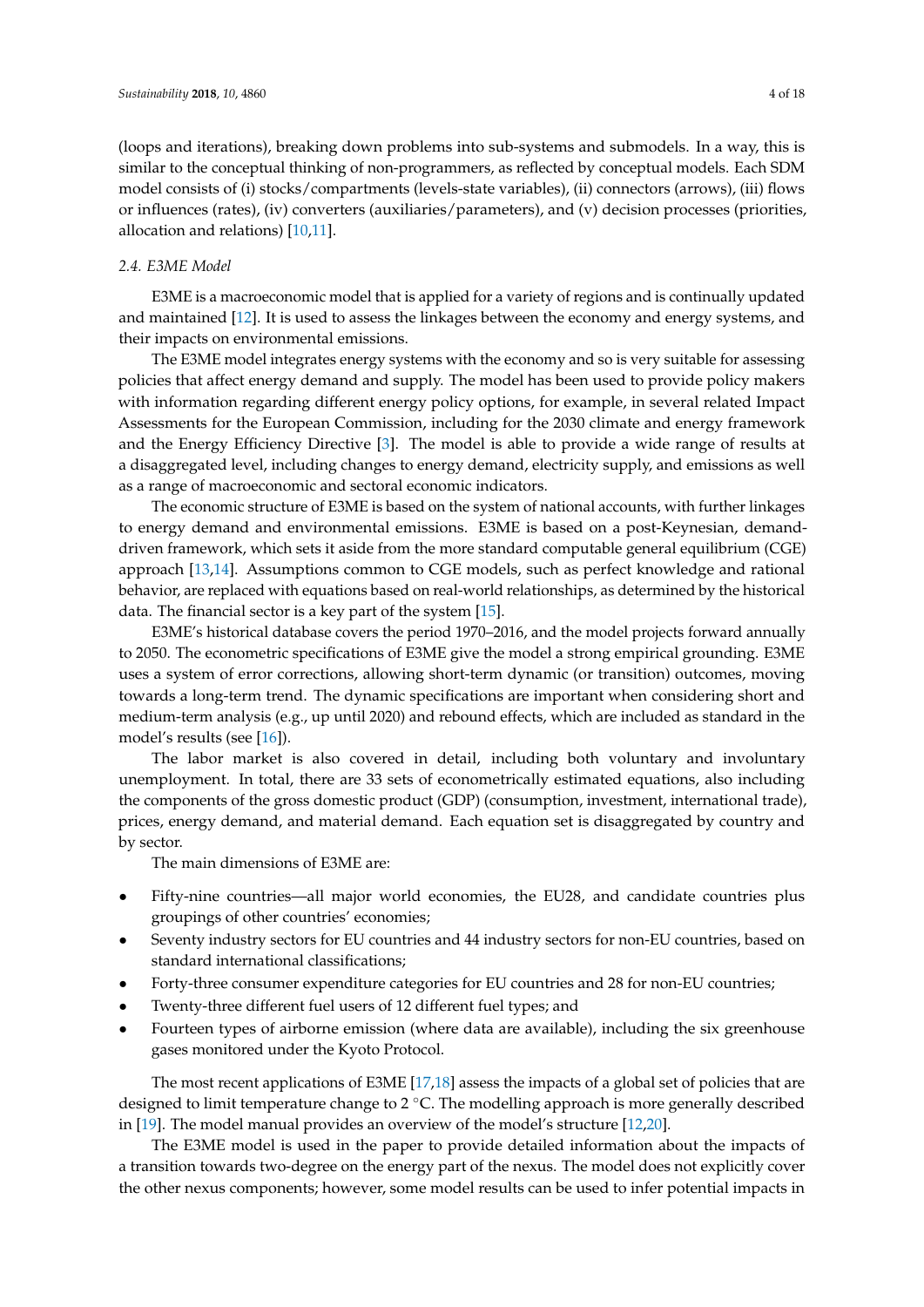(loops and iterations), breaking down problems into sub-systems and submodels. In a way, this is similar to the conceptual thinking of non-programmers, as reflected by conceptual models. Each SDM model consists of (i) stocks/compartments (levels-state variables), (ii) connectors (arrows), (iii) flows or influences (rates), (iv) converters (auxiliaries/parameters), and (v) decision processes (priorities, allocation and relations) [10,11].

### *2.4. E3ME Model*

E3ME is a macroeconomic model that is applied for a variety of regions and is continually updated and maintained [12]. It is used to assess the linkages between the economy and energy systems, and their impacts on environmental emissions.

The E3ME model integrates energy systems with the economy and so is very suitable for assessing policies that affect energy demand and supply. The model has been used to provide policy makers with information regarding different energy policy options, for example, in several related Impact Assessments for the European Commission, including for the 2030 climate and energy framework and the Energy Efficiency Directive [3]. The model is able to provide a wide range of results at a disaggregated level, including changes to energy demand, electricity supply, and emissions as well as a range of macroeconomic and sectoral economic indicators.

The economic structure of E3ME is based on the system of national accounts, with further linkages to energy demand and environmental emissions. E3ME is based on a post-Keynesian, demand-driven framework, which sets it aside from the more standard computable general equilibrium (CGE) approach [13,14]. Assumptions common to CGE models, such as perfect knowledge and rational behavior, are replaced with equations based on real-world relationships, as determined by the historical data. The financial sector is a key part of the system [15].

E3ME's historical database covers the period 1970–2016, and the model projects forward annually to 2050. The econometric specifications of E3ME give the model a strong empirical grounding. E3ME uses a system of error corrections, allowing short-term dynamic (or transition) outcomes, moving towards a long-term trend. The dynamic specifications are important when considering short and medium-term analysis (e.g., up until 2020) and rebound effects, which are included as standard in the model's results (see [16]).

The labor market is also covered in detail, including both voluntary and involuntary unemployment. In total, there are 33 sets of econometrically estimated equations, also including the components of the gross domestic product (GDP) (consumption, investment, international trade), prices, energy demand, and material demand. Each equation set is disaggregated by country and by sector.

The main dimensions of E3ME are:

- Fifty-nine countries—all major world economies, the EU28, and candidate countries plus groupings of other countries' economies;
- Seventy industry sectors for EU countries and 44 industry sectors for non-EU countries, based on standard international classifications;
- Forty-three consumer expenditure categories for EU countries and 28 for non-EU countries;
- Twenty-three different fuel users of 12 different fuel types; and
- Fourteen types of airborne emission (where data are available), including the six greenhouse gases monitored under the Kyoto Protocol.

The most recent applications of E3ME [17,18] assess the impacts of a global set of policies that are designed to limit temperature change to 2 °C. The modelling approach is more generally described in [19]. The model manual provides an overview of the model's structure [12,20].

The E3ME model is used in the paper to provide detailed information about the impacts of a transition towards two-degree on the energy part of the nexus. The model does not explicitly cover the other nexus components; however, some model results can be used to infer potential impacts in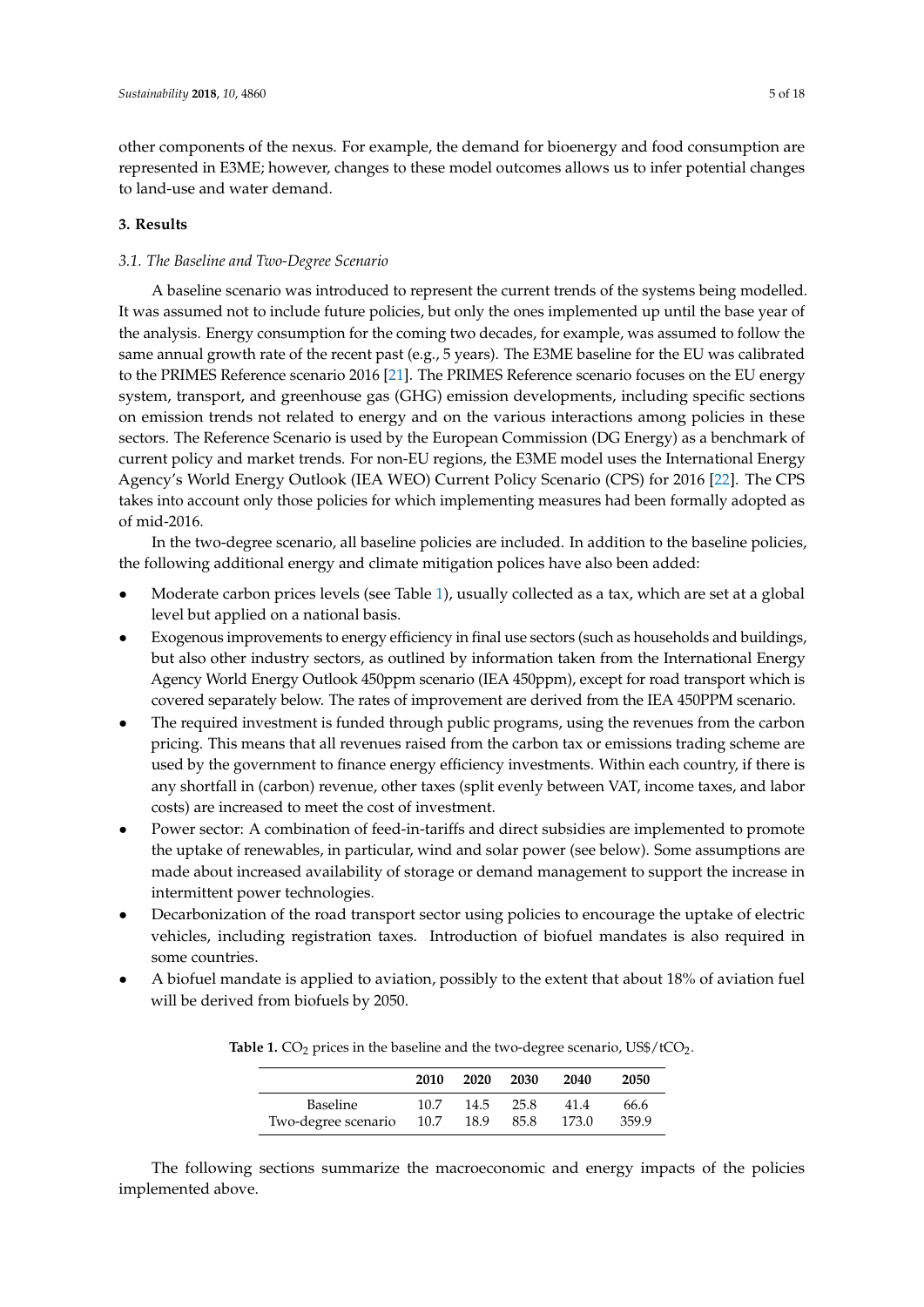other components of the nexus. For example, the demand for bioenergy and food consumption are represented in E3ME; however, changes to these model outcomes allows us to infer potential changes to land-use and water demand.

## 3. Results

### *3.1. The Baseline and Two-Degree Scenario*

A baseline scenario was introduced to represent the current trends of the systems being modelled. It was assumed not to include future policies, but only the ones implemented up until the base year of the analysis. Energy consumption for the coming two decades, for example, was assumed to follow the same annual growth rate of the recent past (e.g., 5 years). The E3ME baseline for the EU was calibrated to the PRIMES Reference scenario 2016 [21]. The PRIMES Reference scenario focuses on the EU energy system, transport, and greenhouse gas (GHG) emission developments, including specific sections on emission trends not related to energy and on the various interactions among policies in these sectors. The Reference Scenario is used by the European Commission (DG Energy) as a benchmark of current policy and market trends. For non-EU regions, the E3ME model uses the International Energy Agency's World Energy Outlook (IEA WEO) Current Policy Scenario (CPS) for 2016 [22]. The CPS takes into account only those policies for which implementing measures had been formally adopted as of mid-2016.

In the two-degree scenario, all baseline policies are included. In addition to the baseline policies, the following additional energy and climate mitigation polices have also been added:

- Moderate carbon prices levels (see Table 1), usually collected as a tax, which are set at a global level but applied on a national basis.
- Exogenous improvements to energy efficiency in final use sectors (such as households and buildings, but also other industry sectors, as outlined by information taken from the International Energy Agency World Energy Outlook 450ppm scenario (IEA 450ppm), except for road transport which is covered separately below. The rates of improvement are derived from the IEA 450PPM scenario.
- The required investment is funded through public programs, using the revenues from the carbon pricing. This means that all revenues raised from the carbon tax or emissions trading scheme are used by the government to finance energy efficiency investments. Within each country, if there is any shortfall in (carbon) revenue, other taxes (split evenly between VAT, income taxes, and labor costs) are increased to meet the cost of investment.
- Power sector: A combination of feed-in-tariffs and direct subsidies are implemented to promote the uptake of renewables, in particular, wind and solar power (see below). Some assumptions are made about increased availability of storage or demand management to support the increase in intermittent power technologies.
- Decarbonization of the road transport sector using policies to encourage the uptake of electric vehicles, including registration taxes. Introduction of biofuel mandates is also required in some countries.
- A biofuel mandate is applied to aviation, possibly to the extent that about 18% of aviation fuel will be derived from biofuels by 2050.

**Table 1.** $CO_2$ prices in the baseline and the two-degree scenario, US$/t$CO_2$.

| | 2010 | 2020 | 2030 | 2040 | 2050 |
|---|---|---|---|---|---|
| Baseline | 10.7 | 14.5 | 25.8 | 41.4 | 66.6 |
| Two-degree scenario | 10.7 | 18.9 | 85.8 | 173.0 | 359.9 |

The following sections summarize the macroeconomic and energy impacts of the policies implemented above.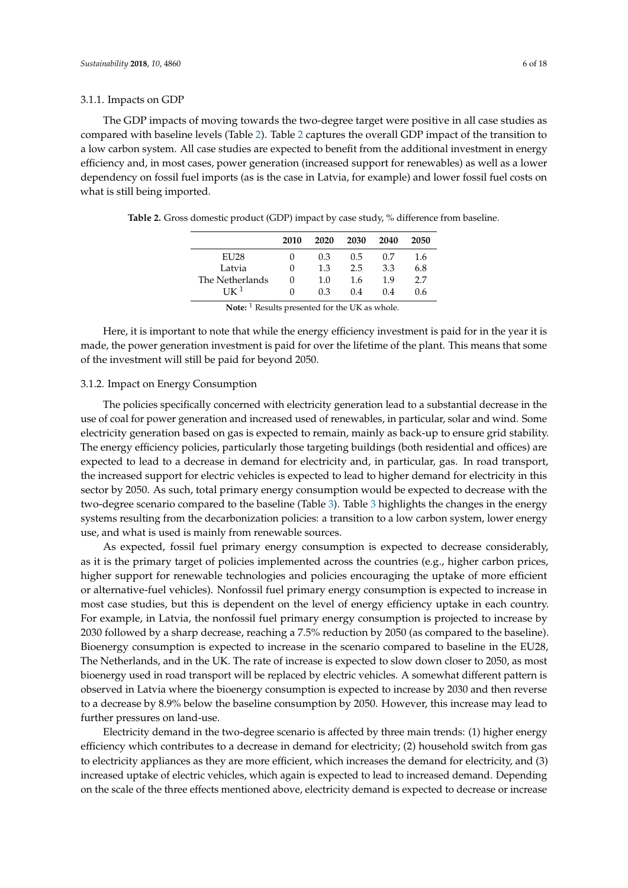### 3.1.1. Impacts on GDP

The GDP impacts of moving towards the two-degree target were positive in all case studies as compared with baseline levels (Table 2). Table 2 captures the overall GDP impact of the transition to a low carbon system. All case studies are expected to benefit from the additional investment in energy efficiency and, in most cases, power generation (increased support for renewables) as well as a lower dependency on fossil fuel imports (as is the case in Latvia, for example) and lower fossil fuel costs on what is still being imported.

**Table 2.** Gross domestic product (GDP) impact by case study, % difference from baseline.

| | 2010 | 2020 | 2030 | 2040 | 2050 |
|---|---|---|---|---|---|
| EU28 | 0 | 0.3 | 0.5 | 0.7 | 1.6 |
| Latvia | 0 | 1.3 | 2.5 | 3.3 | 6.8 |
| The Netherlands | 0 | 1.0 | 1.6 | 1.9 | 2.7 |
| UK [1] | 0 | 0.3 | 0.4 | 0.4 | 0.6 |

**Note:** [1] Results presented for the UK as whole.

Here, it is important to note that while the energy efficiency investment is paid for in the year it is made, the power generation investment is paid for over the lifetime of the plant. This means that some of the investment will still be paid for beyond 2050.

### 3.1.2. Impact on Energy Consumption

The policies specifically concerned with electricity generation lead to a substantial decrease in the use of coal for power generation and increased used of renewables, in particular, solar and wind. Some electricity generation based on gas is expected to remain, mainly as back-up to ensure grid stability. The energy efficiency policies, particularly those targeting buildings (both residential and offices) are expected to lead to a decrease in demand for electricity and, in particular, gas. In road transport, the increased support for electric vehicles is expected to lead to higher demand for electricity in this sector by 2050. As such, total primary energy consumption would be expected to decrease with the two-degree scenario compared to the baseline (Table 3). Table 3 highlights the changes in the energy systems resulting from the decarbonization policies: a transition to a low carbon system, lower energy use, and what is used is mainly from renewable sources.

As expected, fossil fuel primary energy consumption is expected to decrease considerably, as it is the primary target of policies implemented across the countries (e.g., higher carbon prices, higher support for renewable technologies and policies encouraging the uptake of more efficient or alternative-fuel vehicles). Nonfossil fuel primary energy consumption is expected to increase in most case studies, but this is dependent on the level of energy efficiency uptake in each country. For example, in Latvia, the nonfossil fuel primary energy consumption is projected to increase by 2030 followed by a sharp decrease, reaching a 7.5% reduction by 2050 (as compared to the baseline). Bioenergy consumption is expected to increase in the scenario compared to baseline in the EU28, The Netherlands, and in the UK. The rate of increase is expected to slow down closer to 2050, as most bioenergy used in road transport will be replaced by electric vehicles. A somewhat different pattern is observed in Latvia where the bioenergy consumption is expected to increase by 2030 and then reverse to a decrease by 8.9% below the baseline consumption by 2050. However, this increase may lead to further pressures on land-use.

Electricity demand in the two-degree scenario is affected by three main trends: (1) higher energy efficiency which contributes to a decrease in demand for electricity; (2) household switch from gas to electricity appliances as they are more efficient, which increases the demand for electricity, and (3) increased uptake of electric vehicles, which again is expected to lead to increased demand. Depending on the scale of the three effects mentioned above, electricity demand is expected to decrease or increase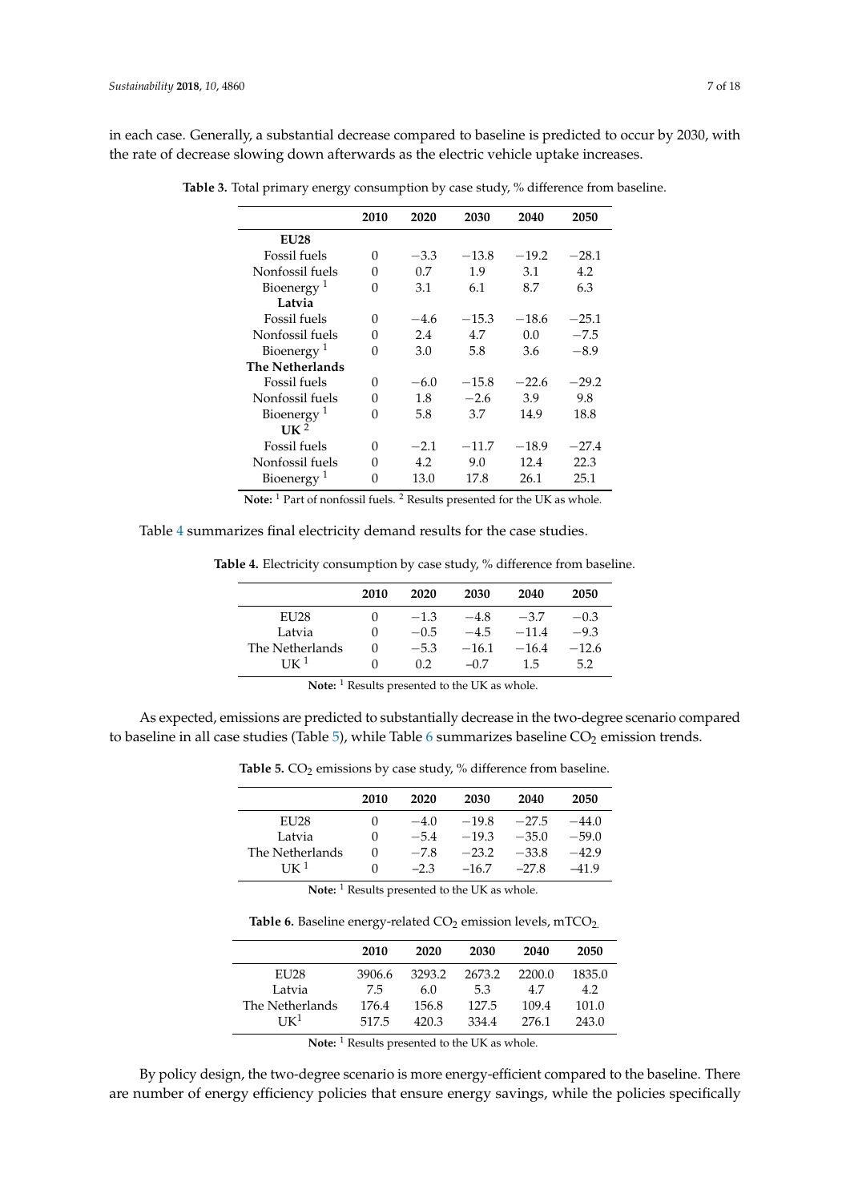in each case. Generally, a substantial decrease compared to baseline is predicted to occur by 2030, with the rate of decrease slowing down afterwards as the electric vehicle uptake increases.

**Table 3.** Total primary energy consumption by case study, % difference from baseline.

| | 2010 | 2020 | 2030 | 2040 | 2050 |
|---|---|---|---|---|---|
| **EU28** | | | | | |
| Fossil fuels | 0 | −3.3 | −13.8 | −19.2 | −28.1 |
| Nonfossil fuels | 0 | 0.7 | 1.9 | 3.1 | 4.2 |
| Bioenergy [1] | 0 | 3.1 | 6.1 | 8.7 | 6.3 |
| **Latvia** | | | | | |
| Fossil fuels | 0 | −4.6 | −15.3 | −18.6 | −25.1 |
| Nonfossil fuels | 0 | 2.4 | 4.7 | 0.0 | −7.5 |
| Bioenergy [1] | 0 | 3.0 | 5.8 | 3.6 | −8.9 |
| **The Netherlands** | | | | | |
| Fossil fuels | 0 | −6.0 | −15.8 | −22.6 | −29.2 |
| Nonfossil fuels | 0 | 1.8 | −2.6 | 3.9 | 9.8 |
| Bioenergy [1] | 0 | 5.8 | 3.7 | 14.9 | 18.8 |
| **UK** [2] | | | | | |
| Fossil fuels | 0 | −2.1 | −11.7 | −18.9 | −27.4 |
| Nonfossil fuels | 0 | 4.2 | 9.0 | 12.4 | 22.3 |
| Bioenergy [1] | 0 | 13.0 | 17.8 | 26.1 | 25.1 |

**Note:** [1] Part of nonfossil fuels. [2] Results presented for the UK as whole.

Table 4 summarizes final electricity demand results for the case studies.

**Table 4.** Electricity consumption by case study, % difference from baseline.

| | 2010 | 2020 | 2030 | 2040 | 2050 |
|---|---|---|---|---|---|
| EU28 | 0 | −1.3 | −4.8 | −3.7 | −0.3 |
| Latvia | 0 | −0.5 | −4.5 | −11.4 | −9.3 |
| The Netherlands | 0 | −5.3 | −16.1 | −16.4 | −12.6 |
| UK [1] | 0 | 0.2 | −0.7 | 1.5 | 5.2 |

**Note:** [1] Results presented to the UK as whole.

As expected, emissions are predicted to substantially decrease in the two-degree scenario compared to baseline in all case studies (Table 5), while Table 6 summarizes baseline $CO_2$ emission trends.

**Table 5.** $CO_2$ emissions by case study, % difference from baseline.

| | 2010 | 2020 | 2030 | 2040 | 2050 |
|---|---|---|---|---|---|
| EU28 | 0 | −4.0 | −19.8 | −27.5 | −44.0 |
| Latvia | 0 | −5.4 | −19.3 | −35.0 | −59.0 |
| The Netherlands | 0 | −7.8 | −23.2 | −33.8 | −42.9 |
| UK [1] | 0 | −2.3 | −16.7 | −27.8 | −41.9 |

**Note:** [1] Results presented to the UK as whole.

**Table 6.** Baseline energy-related $CO_2$ emission levels, $mTCO_2$.

| | 2010 | 2020 | 2030 | 2040 | 2050 |
|---|---|---|---|---|---|
| EU28 | 3906.6 | 3293.2 | 2673.2 | 2200.0 | 1835.0 |
| Latvia | 7.5 | 6.0 | 5.3 | 4.7 | 4.2 |
| The Netherlands | 176.4 | 156.8 | 127.5 | 109.4 | 101.0 |
| UK [1] | 517.5 | 420.3 | 334.4 | 276.1 | 243.0 |

**Note:** [1] Results presented to the UK as whole.

By policy design, the two-degree scenario is more energy-efficient compared to the baseline. There are number of energy efficiency policies that ensure energy savings, while the policies specifically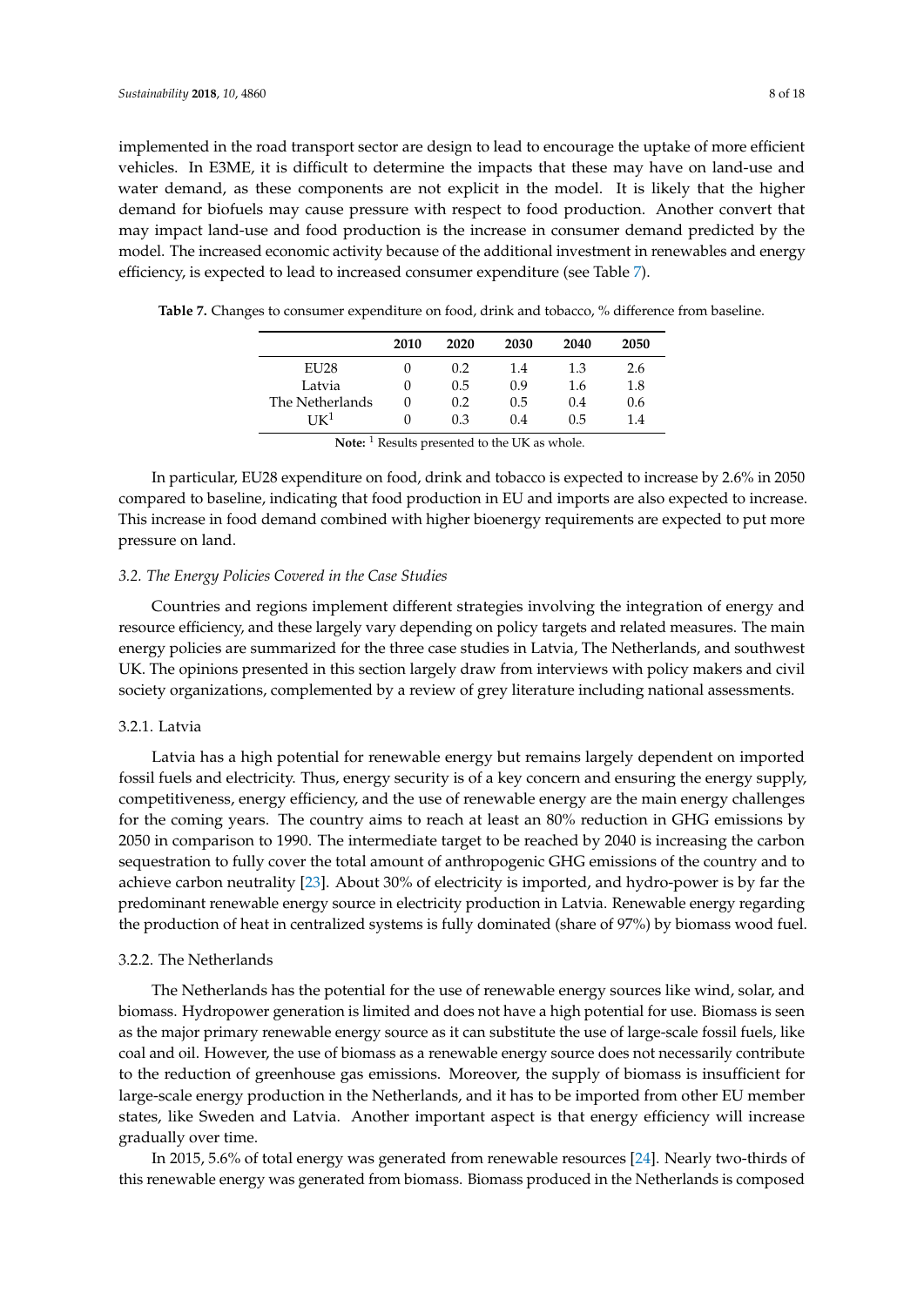implemented in the road transport sector are design to lead to encourage the uptake of more efficient vehicles. In E3ME, it is difficult to determine the impacts that these may have on land-use and water demand, as these components are not explicit in the model. It is likely that the higher demand for biofuels may cause pressure with respect to food production. Another convert that may impact land-use and food production is the increase in consumer demand predicted by the model. The increased economic activity because of the additional investment in renewables and energy efficiency, is expected to lead to increased consumer expenditure (see Table 7).

**Table 7.** Changes to consumer expenditure on food, drink and tobacco, % difference from baseline.

| | 2010 | 2020 | 2030 | 2040 | 2050 |
|---|---|---|---|---|---|
| EU28 | 0 | 0.2 | 1.4 | 1.3 | 2.6 |
| Latvia | 0 | 0.5 | 0.9 | 1.6 | 1.8 |
| The Netherlands | 0 | 0.2 | 0.5 | 0.4 | 0.6 |
| UK[1] | 0 | 0.3 | 0.4 | 0.5 | 1.4 |

**Note:** [1] Results presented to the UK as whole.

In particular, EU28 expenditure on food, drink and tobacco is expected to increase by 2.6% in 2050 compared to baseline, indicating that food production in EU and imports are also expected to increase. This increase in food demand combined with higher bioenergy requirements are expected to put more pressure on land.

### *3.2. The Energy Policies Covered in the Case Studies*

Countries and regions implement different strategies involving the integration of energy and resource efficiency, and these largely vary depending on policy targets and related measures. The main energy policies are summarized for the three case studies in Latvia, The Netherlands, and southwest UK. The opinions presented in this section largely draw from interviews with policy makers and civil society organizations, complemented by a review of grey literature including national assessments.

#### 3.2.1. Latvia

Latvia has a high potential for renewable energy but remains largely dependent on imported fossil fuels and electricity. Thus, energy security is of a key concern and ensuring the energy supply, competitiveness, energy efficiency, and the use of renewable energy are the main energy challenges for the coming years. The country aims to reach at least an 80% reduction in GHG emissions by 2050 in comparison to 1990. The intermediate target to be reached by 2040 is increasing the carbon sequestration to fully cover the total amount of anthropogenic GHG emissions of the country and to achieve carbon neutrality [23]. About 30% of electricity is imported, and hydro-power is by far the predominant renewable energy source in electricity production in Latvia. Renewable energy regarding the production of heat in centralized systems is fully dominated (share of 97%) by biomass wood fuel.

#### 3.2.2. The Netherlands

The Netherlands has the potential for the use of renewable energy sources like wind, solar, and biomass. Hydropower generation is limited and does not have a high potential for use. Biomass is seen as the major primary renewable energy source as it can substitute the use of large-scale fossil fuels, like coal and oil. However, the use of biomass as a renewable energy source does not necessarily contribute to the reduction of greenhouse gas emissions. Moreover, the supply of biomass is insufficient for large-scale energy production in the Netherlands, and it has to be imported from other EU member states, like Sweden and Latvia. Another important aspect is that energy efficiency will increase gradually over time.

In 2015, 5.6% of total energy was generated from renewable resources [24]. Nearly two-thirds of this renewable energy was generated from biomass. Biomass produced in the Netherlands is composed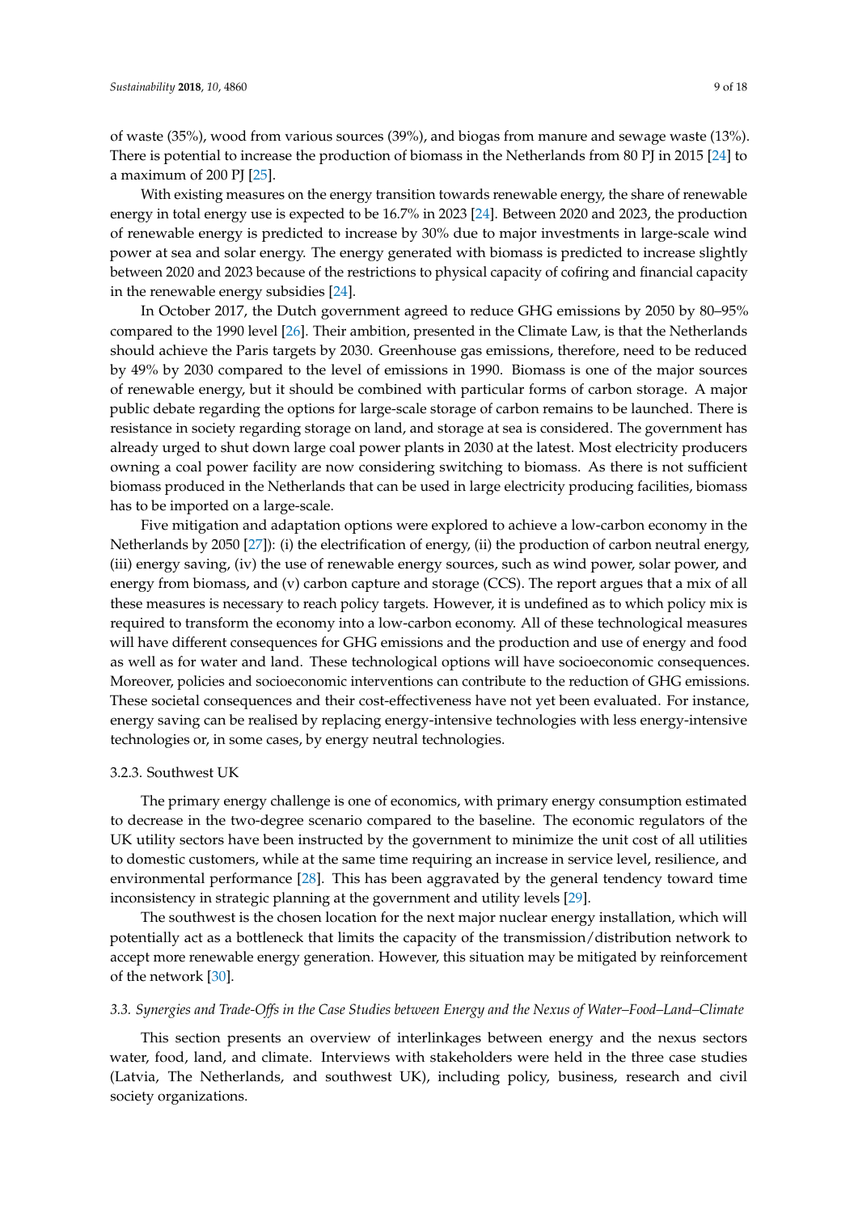of waste (35%), wood from various sources (39%), and biogas from manure and sewage waste (13%). There is potential to increase the production of biomass in the Netherlands from 80 PJ in 2015 [24] to a maximum of 200 PJ [25].

With existing measures on the energy transition towards renewable energy, the share of renewable energy in total energy use is expected to be 16.7% in 2023 [24]. Between 2020 and 2023, the production of renewable energy is predicted to increase by 30% due to major investments in large-scale wind power at sea and solar energy. The energy generated with biomass is predicted to increase slightly between 2020 and 2023 because of the restrictions to physical capacity of cofiring and financial capacity in the renewable energy subsidies [24].

In October 2017, the Dutch government agreed to reduce GHG emissions by 2050 by 80–95% compared to the 1990 level [26]. Their ambition, presented in the Climate Law, is that the Netherlands should achieve the Paris targets by 2030. Greenhouse gas emissions, therefore, need to be reduced by 49% by 2030 compared to the level of emissions in 1990. Biomass is one of the major sources of renewable energy, but it should be combined with particular forms of carbon storage. A major public debate regarding the options for large-scale storage of carbon remains to be launched. There is resistance in society regarding storage on land, and storage at sea is considered. The government has already urged to shut down large coal power plants in 2030 at the latest. Most electricity producers owning a coal power facility are now considering switching to biomass. As there is not sufficient biomass produced in the Netherlands that can be used in large electricity producing facilities, biomass has to be imported on a large-scale.

Five mitigation and adaptation options were explored to achieve a low-carbon economy in the Netherlands by 2050 [27]): (i) the electrification of energy, (ii) the production of carbon neutral energy, (iii) energy saving, (iv) the use of renewable energy sources, such as wind power, solar power, and energy from biomass, and (v) carbon capture and storage (CCS). The report argues that a mix of all these measures is necessary to reach policy targets. However, it is undefined as to which policy mix is required to transform the economy into a low-carbon economy. All of these technological measures will have different consequences for GHG emissions and the production and use of energy and food as well as for water and land. These technological options will have socioeconomic consequences. Moreover, policies and socioeconomic interventions can contribute to the reduction of GHG emissions. These societal consequences and their cost-effectiveness have not yet been evaluated. For instance, energy saving can be realised by replacing energy-intensive technologies with less energy-intensive technologies or, in some cases, by energy neutral technologies.

#### 3.2.3. Southwest UK

The primary energy challenge is one of economics, with primary energy consumption estimated to decrease in the two-degree scenario compared to the baseline. The economic regulators of the UK utility sectors have been instructed by the government to minimize the unit cost of all utilities to domestic customers, while at the same time requiring an increase in service level, resilience, and environmental performance [28]. This has been aggravated by the general tendency toward time inconsistency in strategic planning at the government and utility levels [29].

The southwest is the chosen location for the next major nuclear energy installation, which will potentially act as a bottleneck that limits the capacity of the transmission/distribution network to accept more renewable energy generation. However, this situation may be mitigated by reinforcement of the network [30].

### *3.3. Synergies and Trade-Offs in the Case Studies between Energy and the Nexus of Water–Food–Land–Climate*

This section presents an overview of interlinkages between energy and the nexus sectors water, food, land, and climate. Interviews with stakeholders were held in the three case studies (Latvia, The Netherlands, and southwest UK), including policy, business, research and civil society organizations.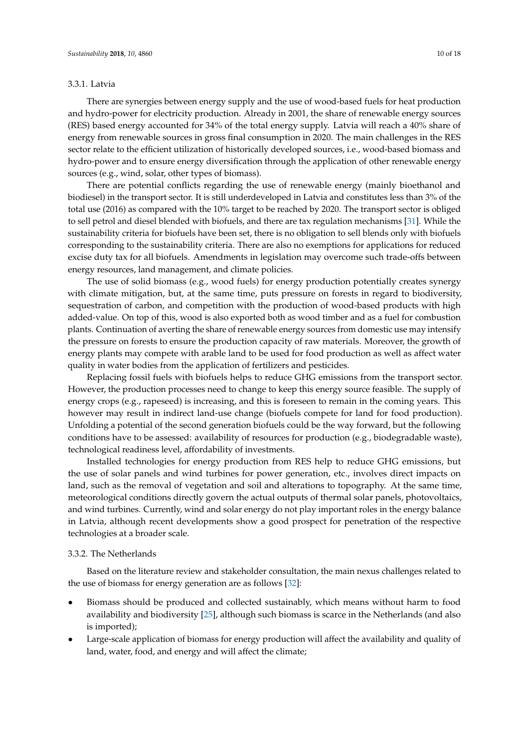#### 3.3.1. Latvia

There are synergies between energy supply and the use of wood-based fuels for heat production and hydro-power for electricity production. Already in 2001, the share of renewable energy sources (RES) based energy accounted for 34% of the total energy supply. Latvia will reach a 40% share of energy from renewable sources in gross final consumption in 2020. The main challenges in the RES sector relate to the efficient utilization of historically developed sources, i.e., wood-based biomass and hydro-power and to ensure energy diversification through the application of other renewable energy sources (e.g., wind, solar, other types of biomass).

There are potential conflicts regarding the use of renewable energy (mainly bioethanol and biodiesel) in the transport sector. It is still underdeveloped in Latvia and constitutes less than 3% of the total use (2016) as compared with the 10% target to be reached by 2020. The transport sector is obliged to sell petrol and diesel blended with biofuels, and there are tax regulation mechanisms [31]. While the sustainability criteria for biofuels have been set, there is no obligation to sell blends only with biofuels corresponding to the sustainability criteria. There are also no exemptions for applications for reduced excise duty tax for all biofuels. Amendments in legislation may overcome such trade-offs between energy resources, land management, and climate policies.

The use of solid biomass (e.g., wood fuels) for energy production potentially creates synergy with climate mitigation, but, at the same time, puts pressure on forests in regard to biodiversity, sequestration of carbon, and competition with the production of wood-based products with high added-value. On top of this, wood is also exported both as wood timber and as a fuel for combustion plants. Continuation of averting the share of renewable energy sources from domestic use may intensify the pressure on forests to ensure the production capacity of raw materials. Moreover, the growth of energy plants may compete with arable land to be used for food production as well as affect water quality in water bodies from the application of fertilizers and pesticides.

Replacing fossil fuels with biofuels helps to reduce GHG emissions from the transport sector. However, the production processes need to change to keep this energy source feasible. The supply of energy crops (e.g., rapeseed) is increasing, and this is foreseen to remain in the coming years. This however may result in indirect land-use change (biofuels compete for land for food production). Unfolding a potential of the second generation biofuels could be the way forward, but the following conditions have to be assessed: availability of resources for production (e.g., biodegradable waste), technological readiness level, affordability of investments.

Installed technologies for energy production from RES help to reduce GHG emissions, but the use of solar panels and wind turbines for power generation, etc., involves direct impacts on land, such as the removal of vegetation and soil and alterations to topography. At the same time, meteorological conditions directly govern the actual outputs of thermal solar panels, photovoltaics, and wind turbines. Currently, wind and solar energy do not play important roles in the energy balance in Latvia, although recent developments show a good prospect for penetration of the respective technologies at a broader scale.

#### 3.3.2. The Netherlands

Based on the literature review and stakeholder consultation, the main nexus challenges related to the use of biomass for energy generation are as follows [32]:

- Biomass should be produced and collected sustainably, which means without harm to food availability and biodiversity [25], although such biomass is scarce in the Netherlands (and also is imported);
- Large-scale application of biomass for energy production will affect the availability and quality of land, water, food, and energy and will affect the climate;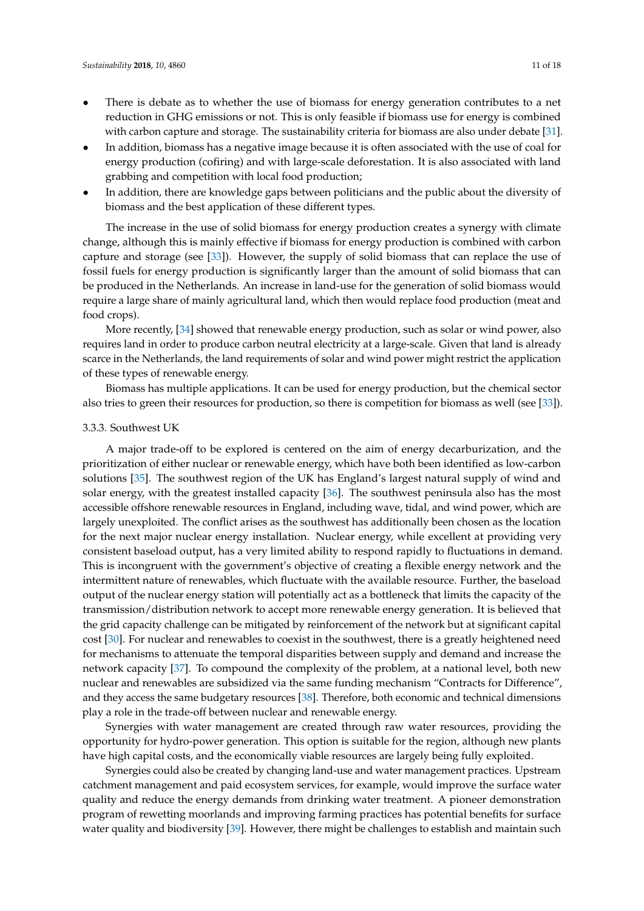- There is debate as to whether the use of biomass for energy generation contributes to a net reduction in GHG emissions or not. This is only feasible if biomass use for energy is combined with carbon capture and storage. The sustainability criteria for biomass are also under debate [31].
- In addition, biomass has a negative image because it is often associated with the use of coal for energy production (cofiring) and with large-scale deforestation. It is also associated with land grabbing and competition with local food production;
- In addition, there are knowledge gaps between politicians and the public about the diversity of biomass and the best application of these different types.

The increase in the use of solid biomass for energy production creates a synergy with climate change, although this is mainly effective if biomass for energy production is combined with carbon capture and storage (see [33]). However, the supply of solid biomass that can replace the use of fossil fuels for energy production is significantly larger than the amount of solid biomass that can be produced in the Netherlands. An increase in land-use for the generation of solid biomass would require a large share of mainly agricultural land, which then would replace food production (meat and food crops).

More recently, [34] showed that renewable energy production, such as solar or wind power, also requires land in order to produce carbon neutral electricity at a large-scale. Given that land is already scarce in the Netherlands, the land requirements of solar and wind power might restrict the application of these types of renewable energy.

Biomass has multiple applications. It can be used for energy production, but the chemical sector also tries to green their resources for production, so there is competition for biomass as well (see [33]).

### 3.3.3. Southwest UK

A major trade-off to be explored is centered on the aim of energy decarburization, and the prioritization of either nuclear or renewable energy, which have both been identified as low-carbon solutions [35]. The southwest region of the UK has England's largest natural supply of wind and solar energy, with the greatest installed capacity [36]. The southwest peninsula also has the most accessible offshore renewable resources in England, including wave, tidal, and wind power, which are largely unexploited. The conflict arises as the southwest has additionally been chosen as the location for the next major nuclear energy installation. Nuclear energy, while excellent at providing very consistent baseload output, has a very limited ability to respond rapidly to fluctuations in demand. This is incongruent with the government's objective of creating a flexible energy network and the intermittent nature of renewables, which fluctuate with the available resource. Further, the baseload output of the nuclear energy station will potentially act as a bottleneck that limits the capacity of the transmission/distribution network to accept more renewable energy generation. It is believed that the grid capacity challenge can be mitigated by reinforcement of the network but at significant capital cost [30]. For nuclear and renewables to coexist in the southwest, there is a greatly heightened need for mechanisms to attenuate the temporal disparities between supply and demand and increase the network capacity [37]. To compound the complexity of the problem, at a national level, both new nuclear and renewables are subsidized via the same funding mechanism "Contracts for Difference", and they access the same budgetary resources [38]. Therefore, both economic and technical dimensions play a role in the trade-off between nuclear and renewable energy.

Synergies with water management are created through raw water resources, providing the opportunity for hydro-power generation. This option is suitable for the region, although new plants have high capital costs, and the economically viable resources are largely being fully exploited.

Synergies could also be created by changing land-use and water management practices. Upstream catchment management and paid ecosystem services, for example, would improve the surface water quality and reduce the energy demands from drinking water treatment. A pioneer demonstration program of rewetting moorlands and improving farming practices has potential benefits for surface water quality and biodiversity [39]. However, there might be challenges to establish and maintain such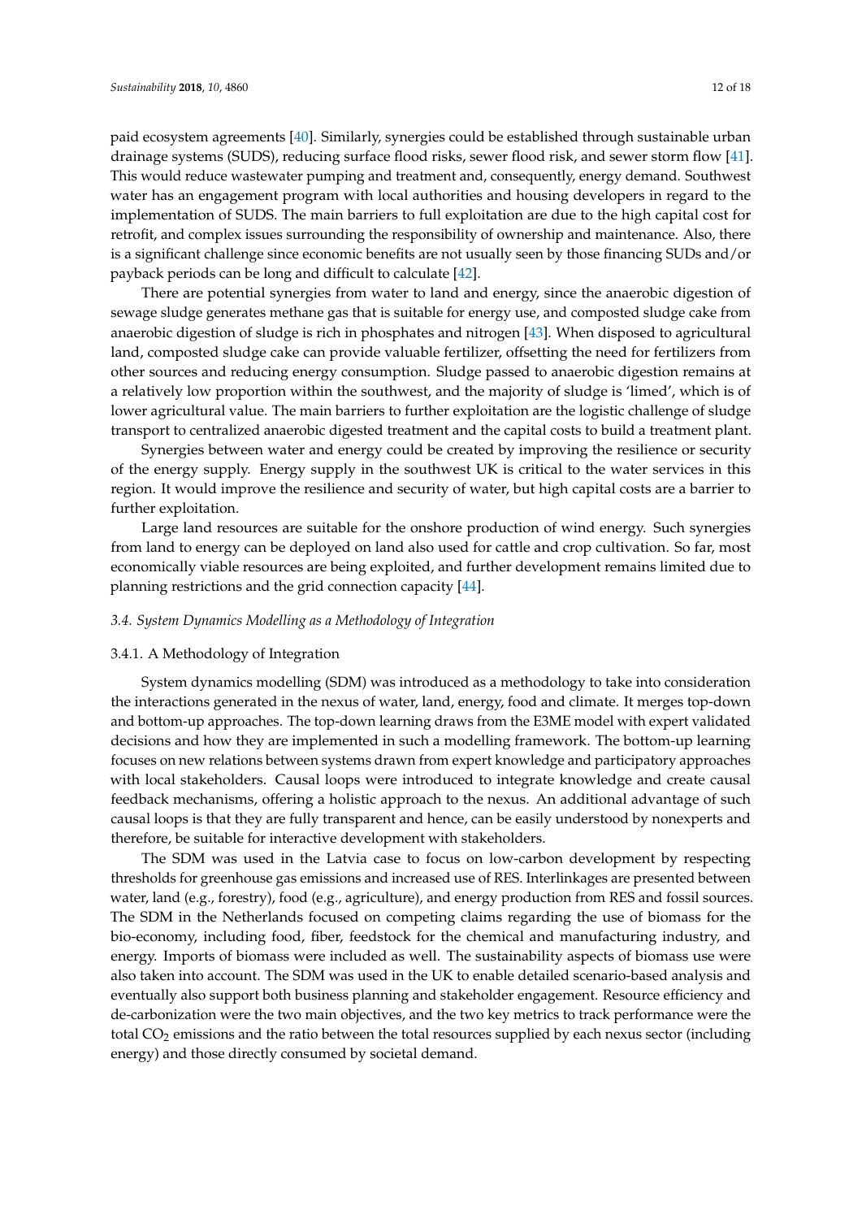paid ecosystem agreements [40]. Similarly, synergies could be established through sustainable urban drainage systems (SUDS), reducing surface flood risks, sewer flood risk, and sewer storm flow [41]. This would reduce wastewater pumping and treatment and, consequently, energy demand. Southwest water has an engagement program with local authorities and housing developers in regard to the implementation of SUDS. The main barriers to full exploitation are due to the high capital cost for retrofit, and complex issues surrounding the responsibility of ownership and maintenance. Also, there is a significant challenge since economic benefits are not usually seen by those financing SUDs and/or payback periods can be long and difficult to calculate [42].

There are potential synergies from water to land and energy, since the anaerobic digestion of sewage sludge generates methane gas that is suitable for energy use, and composted sludge cake from anaerobic digestion of sludge is rich in phosphates and nitrogen [43]. When disposed to agricultural land, composted sludge cake can provide valuable fertilizer, offsetting the need for fertilizers from other sources and reducing energy consumption. Sludge passed to anaerobic digestion remains at a relatively low proportion within the southwest, and the majority of sludge is 'limed', which is of lower agricultural value. The main barriers to further exploitation are the logistic challenge of sludge transport to centralized anaerobic digested treatment and the capital costs to build a treatment plant.

Synergies between water and energy could be created by improving the resilience or security of the energy supply. Energy supply in the southwest UK is critical to the water services in this region. It would improve the resilience and security of water, but high capital costs are a barrier to further exploitation.

Large land resources are suitable for the onshore production of wind energy. Such synergies from land to energy can be deployed on land also used for cattle and crop cultivation. So far, most economically viable resources are being exploited, and further development remains limited due to planning restrictions and the grid connection capacity [44].

### *3.4. System Dynamics Modelling as a Methodology of Integration*

#### 3.4.1. A Methodology of Integration

System dynamics modelling (SDM) was introduced as a methodology to take into consideration the interactions generated in the nexus of water, land, energy, food and climate. It merges top-down and bottom-up approaches. The top-down learning draws from the E3ME model with expert validated decisions and how they are implemented in such a modelling framework. The bottom-up learning focuses on new relations between systems drawn from expert knowledge and participatory approaches with local stakeholders. Causal loops were introduced to integrate knowledge and create causal feedback mechanisms, offering a holistic approach to the nexus. An additional advantage of such causal loops is that they are fully transparent and hence, can be easily understood by nonexperts and therefore, be suitable for interactive development with stakeholders.

The SDM was used in the Latvia case to focus on low-carbon development by respecting thresholds for greenhouse gas emissions and increased use of RES. Interlinkages are presented between water, land (e.g., forestry), food (e.g., agriculture), and energy production from RES and fossil sources. The SDM in the Netherlands focused on competing claims regarding the use of biomass for the bio-economy, including food, fiber, feedstock for the chemical and manufacturing industry, and energy. Imports of biomass were included as well. The sustainability aspects of biomass use were also taken into account. The SDM was used in the UK to enable detailed scenario-based analysis and eventually also support both business planning and stakeholder engagement. Resource efficiency and de-carbonization were the two main objectives, and the two key metrics to track performance were the total $CO_2$ emissions and the ratio between the total resources supplied by each nexus sector (including energy) and those directly consumed by societal demand.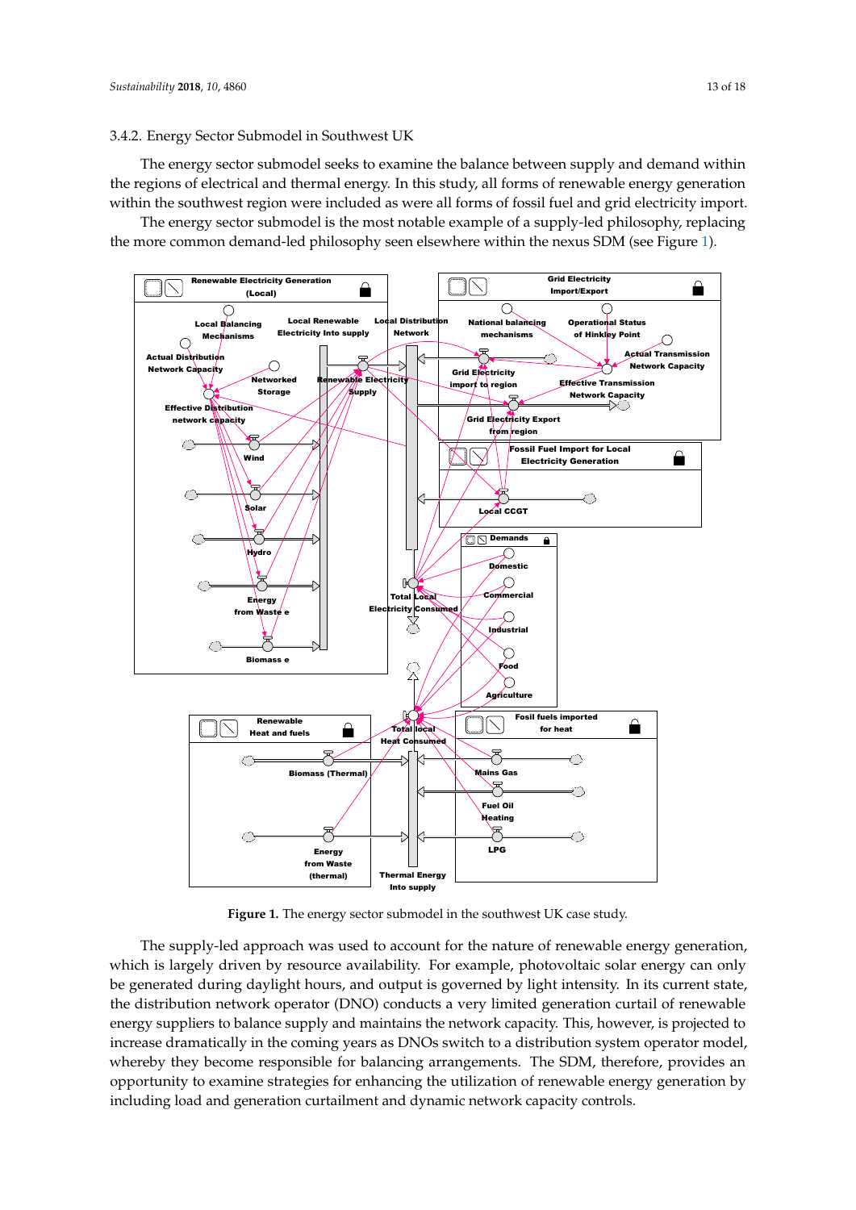### 3.4.2. Energy Sector Submodel in Southwest UK

The energy sector submodel seeks to examine the balance between supply and demand within the regions of electrical and thermal energy. In this study, all forms of renewable energy generation within the southwest region were included as were all forms of fossil fuel and grid electricity import.

The energy sector submodel is the most notable example of a supply-led philosophy, replacing the more common demand-led philosophy seen elsewhere within the nexus SDM (see Figure 1).

**Figure 1.** The energy sector submodel in the southwest UK case study.

The supply-led approach was used to account for the nature of renewable energy generation, which is largely driven by resource availability. For example, photovoltaic solar energy can only be generated during daylight hours, and output is governed by light intensity. In its current state, the distribution network operator (DNO) conducts a very limited generation curtail of renewable energy suppliers to balance supply and maintains the network capacity. This, however, is projected to increase dramatically in the coming years as DNOs switch to a distribution system operator model, whereby they become responsible for balancing arrangements. The SDM, therefore, provides an opportunity to examine strategies for enhancing the utilization of renewable energy generation by including load and generation curtailment and dynamic network capacity controls.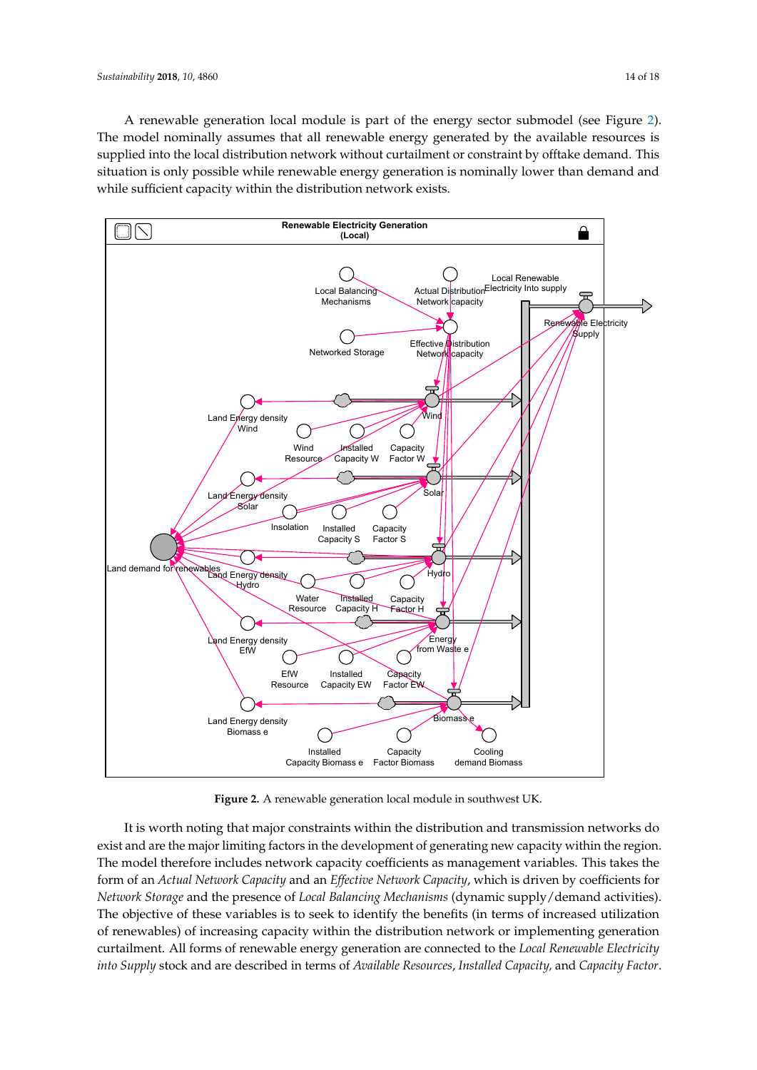A renewable generation local module is part of the energy sector submodel (see Figure 2). The model nominally assumes that all renewable energy generated by the available resources is supplied into the local distribution network without curtailment or constraint by offtake demand. This situation is only possible while renewable energy generation is nominally lower than demand and while sufficient capacity within the distribution network exists.

**Figure 2.** A renewable generation local module in southwest UK.

It is worth noting that major constraints within the distribution and transmission networks do exist and are the major limiting factors in the development of generating new capacity within the region. The model therefore includes network capacity coefficients as management variables. This takes the form of an *Actual Network Capacity* and an *Effective Network Capacity*, which is driven by coefficients for *Network Storage* and the presence of *Local Balancing Mechanisms* (dynamic supply/demand activities). The objective of these variables is to seek to identify the benefits (in terms of increased utilization of renewables) of increasing capacity within the distribution network or implementing generation curtailment. All forms of renewable energy generation are connected to the *Local Renewable Electricity into Supply* stock and are described in terms of *Available Resources*, *Installed Capacity,* and *Capacity Factor*.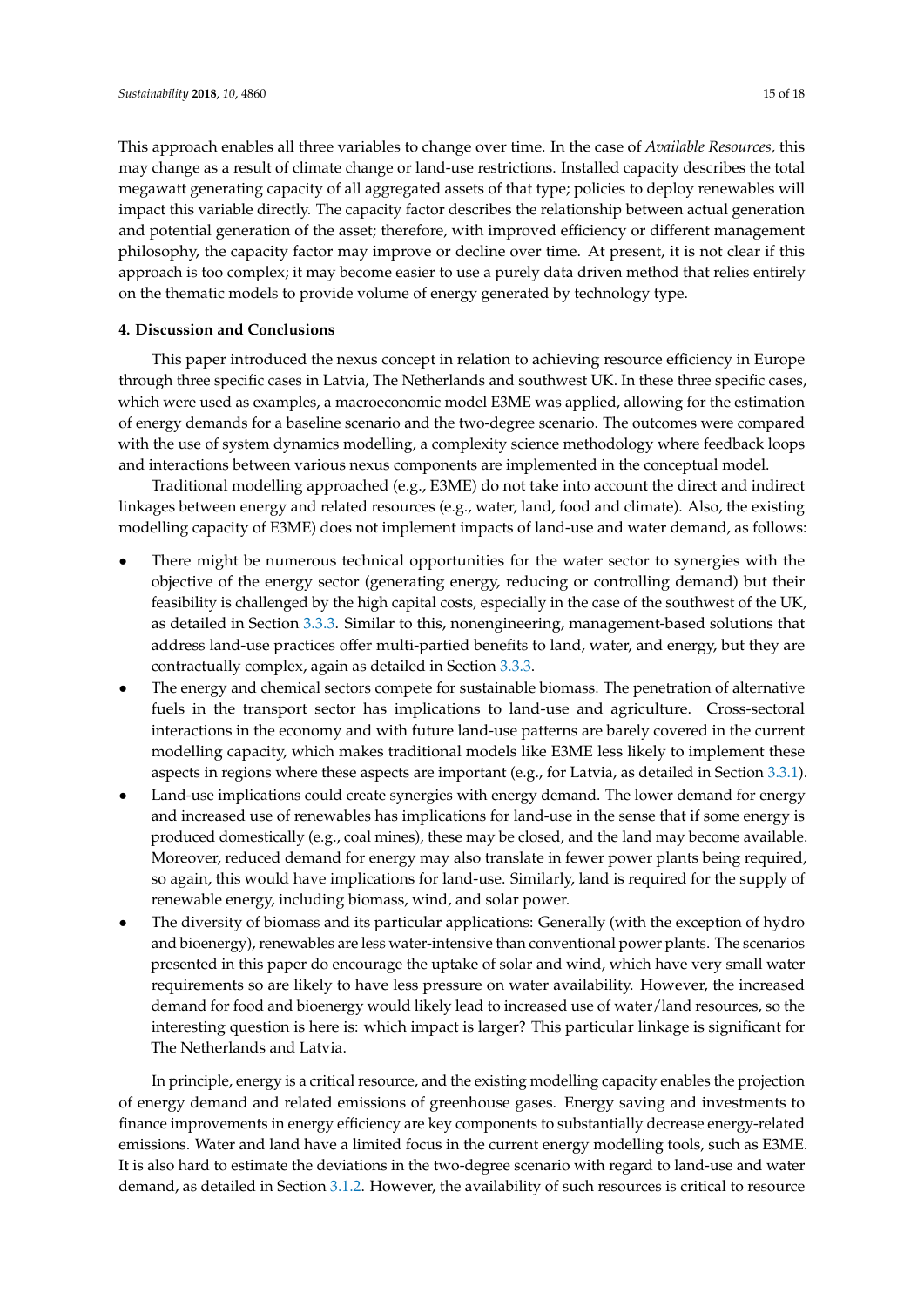This approach enables all three variables to change over time. In the case of *Available Resources,* this may change as a result of climate change or land-use restrictions. Installed capacity describes the total megawatt generating capacity of all aggregated assets of that type; policies to deploy renewables will impact this variable directly. The capacity factor describes the relationship between actual generation and potential generation of the asset; therefore, with improved efficiency or different management philosophy, the capacity factor may improve or decline over time. At present, it is not clear if this approach is too complex; it may become easier to use a purely data driven method that relies entirely on the thematic models to provide volume of energy generated by technology type.

## 4. Discussion and Conclusions

This paper introduced the nexus concept in relation to achieving resource efficiency in Europe through three specific cases in Latvia, The Netherlands and southwest UK. In these three specific cases, which were used as examples, a macroeconomic model E3ME was applied, allowing for the estimation of energy demands for a baseline scenario and the two-degree scenario. The outcomes were compared with the use of system dynamics modelling, a complexity science methodology where feedback loops and interactions between various nexus components are implemented in the conceptual model.

Traditional modelling approached (e.g., E3ME) do not take into account the direct and indirect linkages between energy and related resources (e.g., water, land, food and climate). Also, the existing modelling capacity of E3ME) does not implement impacts of land-use and water demand, as follows:

- There might be numerous technical opportunities for the water sector to synergies with the objective of the energy sector (generating energy, reducing or controlling demand) but their feasibility is challenged by the high capital costs, especially in the case of the southwest of the UK, as detailed in Section 3.3.3. Similar to this, nonengineering, management-based solutions that address land-use practices offer multi-partied benefits to land, water, and energy, but they are contractually complex, again as detailed in Section 3.3.3.
- The energy and chemical sectors compete for sustainable biomass. The penetration of alternative fuels in the transport sector has implications to land-use and agriculture. Cross-sectoral interactions in the economy and with future land-use patterns are barely covered in the current modelling capacity, which makes traditional models like E3ME less likely to implement these aspects in regions where these aspects are important (e.g., for Latvia, as detailed in Section 3.3.1).
- Land-use implications could create synergies with energy demand. The lower demand for energy and increased use of renewables has implications for land-use in the sense that if some energy is produced domestically (e.g., coal mines), these may be closed, and the land may become available. Moreover, reduced demand for energy may also translate in fewer power plants being required, so again, this would have implications for land-use. Similarly, land is required for the supply of renewable energy, including biomass, wind, and solar power.
- The diversity of biomass and its particular applications: Generally (with the exception of hydro and bioenergy), renewables are less water-intensive than conventional power plants. The scenarios presented in this paper do encourage the uptake of solar and wind, which have very small water requirements so are likely to have less pressure on water availability. However, the increased demand for food and bioenergy would likely lead to increased use of water/land resources, so the interesting question is here is: which impact is larger? This particular linkage is significant for The Netherlands and Latvia.

In principle, energy is a critical resource, and the existing modelling capacity enables the projection of energy demand and related emissions of greenhouse gases. Energy saving and investments to finance improvements in energy efficiency are key components to substantially decrease energy-related emissions. Water and land have a limited focus in the current energy modelling tools, such as E3ME. It is also hard to estimate the deviations in the two-degree scenario with regard to land-use and water demand, as detailed in Section 3.1.2. However, the availability of such resources is critical to resource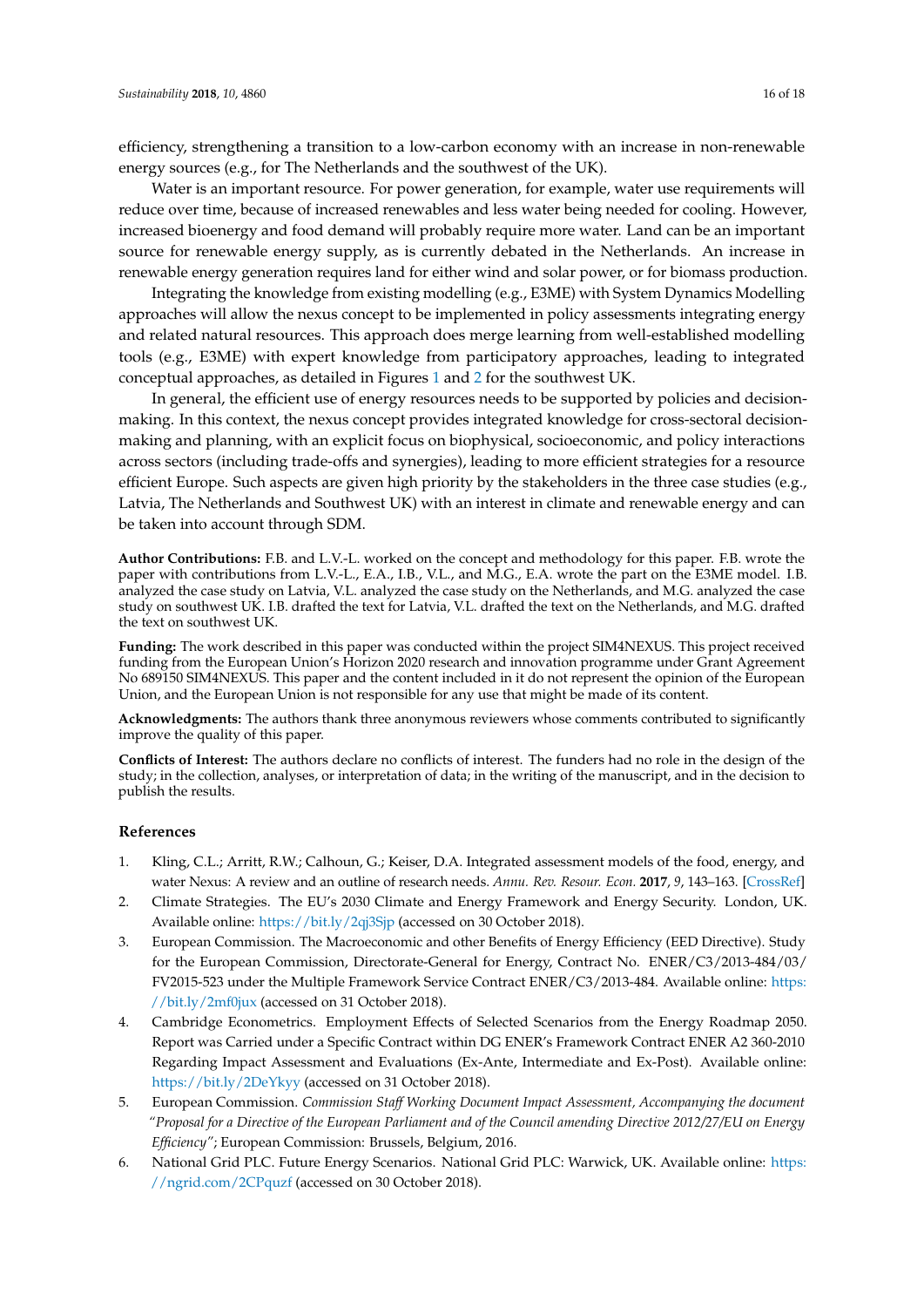efficiency, strengthening a transition to a low-carbon economy with an increase in non-renewable energy sources (e.g., for The Netherlands and the southwest of the UK).

Water is an important resource. For power generation, for example, water use requirements will reduce over time, because of increased renewables and less water being needed for cooling. However, increased bioenergy and food demand will probably require more water. Land can be an important source for renewable energy supply, as is currently debated in the Netherlands. An increase in renewable energy generation requires land for either wind and solar power, or for biomass production.

Integrating the knowledge from existing modelling (e.g., E3ME) with System Dynamics Modelling approaches will allow the nexus concept to be implemented in policy assessments integrating energy and related natural resources. This approach does merge learning from well-established modelling tools (e.g., E3ME) with expert knowledge from participatory approaches, leading to integrated conceptual approaches, as detailed in Figures 1 and 2 for the southwest UK.

In general, the efficient use of energy resources needs to be supported by policies and decision-making. In this context, the nexus concept provides integrated knowledge for cross-sectoral decision-making and planning, with an explicit focus on biophysical, socioeconomic, and policy interactions across sectors (including trade-offs and synergies), leading to more efficient strategies for a resource efficient Europe. Such aspects are given high priority by the stakeholders in the three case studies (e.g., Latvia, The Netherlands and Southwest UK) with an interest in climate and renewable energy and can be taken into account through SDM.

**Author Contributions:** F.B. and L.V.-L. worked on the concept and methodology for this paper. F.B. wrote the paper with contributions from L.V.-L., E.A., I.B., V.L., and M.G., E.A. wrote the part on the E3ME model. I.B. analyzed the case study on Latvia, V.L. analyzed the case study on the Netherlands, and M.G. analyzed the case study on southwest UK. I.B. drafted the text for Latvia, V.L. drafted the text on the Netherlands, and M.G. drafted the text on southwest UK.

**Funding:** The work described in this paper was conducted within the project SIM4NEXUS. This project received funding from the European Union's Horizon 2020 research and innovation programme under Grant Agreement No 689150 SIM4NEXUS. This paper and the content included in it do not represent the opinion of the European Union, and the European Union is not responsible for any use that might be made of its content.

**Acknowledgments:** The authors thank three anonymous reviewers whose comments contributed to significantly improve the quality of this paper.

**Conflicts of Interest:** The authors declare no conflicts of interest. The funders had no role in the design of the study; in the collection, analyses, or interpretation of data; in the writing of the manuscript, and in the decision to publish the results.

## References

1. Kling, C.L.; Arritt, R.W.; Calhoun, G.; Keiser, D.A. Integrated assessment models of the food, energy, and water Nexus: A review and an outline of research needs. *Annu. Rev. Resour. Econ.* **2017**, *9*, 143–163. [CrossRef]
2. Climate Strategies. The EU's 2030 Climate and Energy Framework and Energy Security. London, UK. Available online: https://bit.ly/2qj3Sjp (accessed on 30 October 2018).
3. European Commission. The Macroeconomic and other Benefits of Energy Efficiency (EED Directive). Study for the European Commission, Directorate-General for Energy, Contract No. ENER/C3/2013-484/03/FV2015-523 under the Multiple Framework Service Contract ENER/C3/2013-484. Available online: https://bit.ly/2mf0jux (accessed on 31 October 2018).
4. Cambridge Econometrics. Employment Effects of Selected Scenarios from the Energy Roadmap 2050. Report was Carried under a Specific Contract within DG ENER's Framework Contract ENER A2 360-2010 Regarding Impact Assessment and Evaluations (Ex-Ante, Intermediate and Ex-Post). Available online: https://bit.ly/2DeYkyy (accessed on 31 October 2018).
5. European Commission. *Commission Staff Working Document Impact Assessment, Accompanying the document "Proposal for a Directive of the European Parliament and of the Council amending Directive 2012/27/EU on Energy Efficiency"*; European Commission: Brussels, Belgium, 2016.
6. National Grid PLC. Future Energy Scenarios. National Grid PLC: Warwick, UK. Available online: https://ngrid.com/2CPquzf (accessed on 30 October 2018).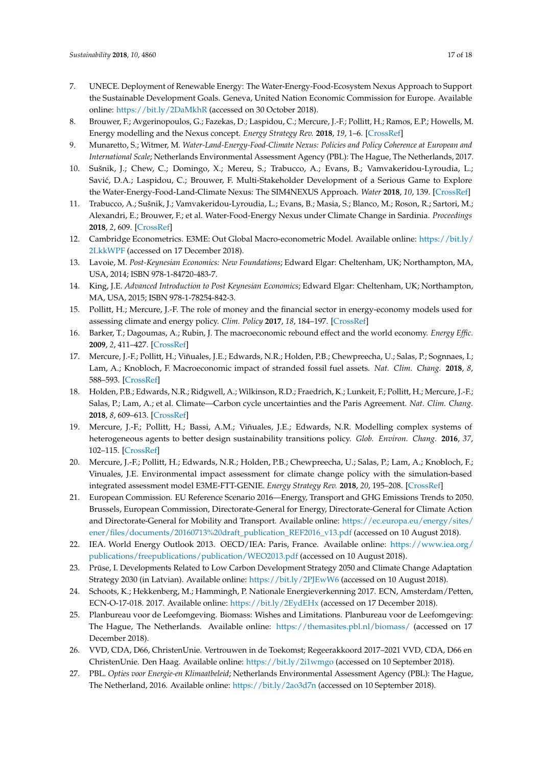7. UNECE. Deployment of Renewable Energy: The Water-Energy-Food-Ecosystem Nexus Approach to Support the Sustainable Development Goals. Geneva, United Nation Economic Commission for Europe. Available online: https://bit.ly/2DaMkhR (accessed on 30 October 2018).
8. Brouwer, F.; Avgerinopoulos, G.; Fazekas, D.; Laspidou, C.; Mercure, J.-F.; Pollitt, H.; Ramos, E.P.; Howells, M. Energy modelling and the Nexus concept. *Energy Strategy Rev.* **2018**, *19*, 1–6. [CrossRef]
9. Munaretto, S.; Witmer, M. *Water-Land-Energy-Food-Climate Nexus: Policies and Policy Coherence at European and International Scale*; Netherlands Environmental Assessment Agency (PBL): The Hague, The Netherlands, 2017.
10. Sušnik, J.; Chew, C.; Domingo, X.; Mereu, S.; Trabucco, A.; Evans, B.; Vamvakeridou-Lyroudia, L.; Savić, D.A.; Laspidou, C.; Brouwer, F. Multi-Stakeholder Development of a Serious Game to Explore the Water-Energy-Food-Land-Climate Nexus: The SIM4NEXUS Approach. *Water* **2018**, *10*, 139. [CrossRef]
11. Trabucco, A.; Sušnik, J.; Vamvakeridou-Lyroudia, L.; Evans, B.; Masia, S.; Blanco, M.; Roson, R.; Sartori, M.; Alexandri, E.; Brouwer, F.; et al. Water-Food-Energy Nexus under Climate Change in Sardinia. *Proceedings* **2018**, *2*, 609. [CrossRef]
12. Cambridge Econometrics. E3ME: Out Global Macro-econometric Model. Available online: https://bit.ly/2LkkWPF (accessed on 17 December 2018).
13. Lavoie, M. *Post-Keynesian Economics: New Foundations*; Edward Elgar: Cheltenham, UK; Northampton, MA, USA, 2014; ISBN 978-1-84720-483-7.
14. King, J.E. *Advanced Introduction to Post Keynesian Economics*; Edward Elgar: Cheltenham, UK; Northampton, MA, USA, 2015; ISBN 978-1-78254-842-3.
15. Pollitt, H.; Mercure, J.-F. The role of money and the financial sector in energy-economy models used for assessing climate and energy policy. *Clim. Policy* **2017**, *18*, 184–197. [CrossRef]
16. Barker, T.; Dagoumas, A.; Rubin, J. The macroeconomic rebound effect and the world economy. *Energy Effic.* **2009**, *2*, 411–427. [CrossRef]
17. Mercure, J.-F.; Pollitt, H.; Viñuales, J.E.; Edwards, N.R.; Holden, P.B.; Chewpreecha, U.; Salas, P.; Sognnaes, I.; Lam, A.; Knobloch, F. Macroeconomic impact of stranded fossil fuel assets. *Nat. Clim. Chang.* **2018**, *8*, 588–593. [CrossRef]
18. Holden, P.B.; Edwards, N.R.; Ridgwell, A.; Wilkinson, R.D.; Fraedrich, K.; Lunkeit, F.; Pollitt, H.; Mercure, J.-F.; Salas, P.; Lam, A.; et al. Climate—Carbon cycle uncertainties and the Paris Agreement. *Nat. Clim. Chang.* **2018**, *8*, 609–613. [CrossRef]
19. Mercure, J.-F.; Pollitt, H.; Bassi, A.M.; Viñuales, J.E.; Edwards, N.R. Modelling complex systems of heterogeneous agents to better design sustainability transitions policy. *Glob. Environ. Chang.* **2016**, *37*, 102–115. [CrossRef]
20. Mercure, J.-F.; Pollitt, H.; Edwards, N.R.; Holden, P.B.; Chewpreecha, U.; Salas, P.; Lam, A.; Knobloch, F.; Vinuales, J.E. Environmental impact assessment for climate change policy with the simulation-based integrated assessment model E3ME-FTT-GENIE. *Energy Strategy Rev.* **2018**, *20*, 195–208. [CrossRef]
21. European Commission. EU Reference Scenario 2016—Energy, Transport and GHG Emissions Trends to 2050. Brussels, European Commission, Directorate-General for Energy, Directorate-General for Climate Action and Directorate-General for Mobility and Transport. Available online: https://ec.europa.eu/energy/sites/ener/files/documents/20160713%20draft_publication_REF2016_v13.pdf (accessed on 10 August 2018).
22. IEA. World Energy Outlook 2013. OECD/IEA: Paris, France. Available online: https://www.iea.org/publications/freepublications/publication/WEO2013.pdf (accessed on 10 August 2018).
23. Prūse, I. Developments Related to Low Carbon Development Strategy 2050 and Climate Change Adaptation Strategy 2030 (in Latvian). Available online: https://bit.ly/2PJEwW6 (accessed on 10 August 2018).
24. Schoots, K.; Hekkenberg, M.; Hammingh, P. Nationale Energieverkenning 2017. ECN, Amsterdam/Petten, ECN-O-17-018. 2017. Available online: https://bit.ly/2EydEHx (accessed on 17 December 2018).
25. Planbureau voor de Leefomgeving. Biomass: Wishes and Limitations. Planbureau voor de Leefomgeving: The Hague, The Netherlands. Available online: https://themasites.pbl.nl/biomass/ (accessed on 17 December 2018).
26. VVD, CDA, D66, ChristenUnie. Vertrouwen in de Toekomst; Regeerakkoord 2017–2021 VVD, CDA, D66 en ChristenUnie. Den Haag. Available online: https://bit.ly/2i1wmgo (accessed on 10 September 2018).
27. PBL. *Opties voor Energie-en Klimaatbeleid*; Netherlands Environmental Assessment Agency (PBL): The Hague, The Netherland, 2016. Available online: https://bit.ly/2ao3d7n (accessed on 10 September 2018).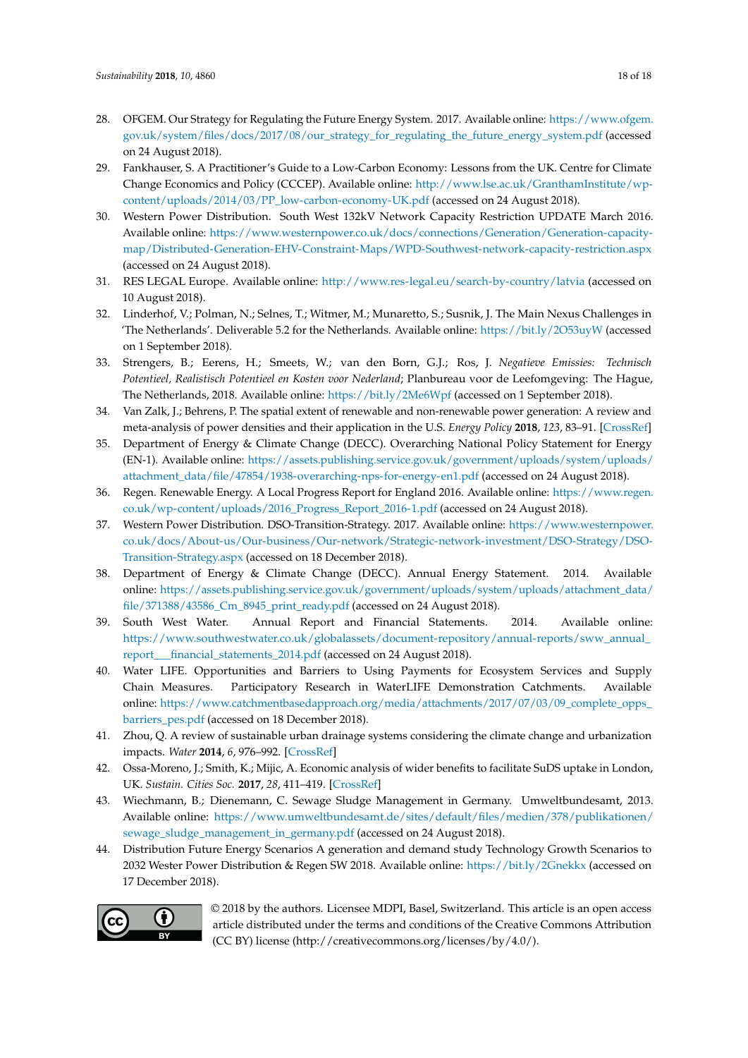28. OFGEM. Our Strategy for Regulating the Future Energy System. 2017. Available online: https://www.ofgem.gov.uk/system/files/docs/2017/08/our_strategy_for_regulating_the_future_energy_system.pdf (accessed on 24 August 2018).
29. Fankhauser, S. A Practitioner's Guide to a Low-Carbon Economy: Lessons from the UK. Centre for Climate Change Economics and Policy (CCCEP). Available online: http://www.lse.ac.uk/GranthamInstitute/wp-content/uploads/2014/03/PP_low-carbon-economy-UK.pdf (accessed on 24 August 2018).
30. Western Power Distribution. South West 132kV Network Capacity Restriction UPDATE March 2016. Available online: https://www.westernpower.co.uk/docs/connections/Generation/Generation-capacity-map/Distributed-Generation-EHV-Constraint-Maps/WPD-Southwest-network-capacity-restriction.aspx (accessed on 24 August 2018).
31. RES LEGAL Europe. Available online: http://www.res-legal.eu/search-by-country/latvia (accessed on 10 August 2018).
32. Linderhof, V.; Polman, N.; Selnes, T.; Witmer, M.; Munaretto, S.; Susnik, J. The Main Nexus Challenges in 'The Netherlands'. Deliverable 5.2 for the Netherlands. Available online: https://bit.ly/2O53uyW (accessed on 1 September 2018).
33. Strengers, B.; Eerens, H.; Smeets, W.; van den Born, G.J.; Ros, J. *Negatieve Emissies: Technisch Potentieel, Realistisch Potentieel en Kosten voor Nederland*; Planbureau voor de Leefomgeving: The Hague, The Netherlands, 2018. Available online: https://bit.ly/2Me6Wpf (accessed on 1 September 2018).
34. Van Zalk, J.; Behrens, P. The spatial extent of renewable and non-renewable power generation: A review and meta-analysis of power densities and their application in the U.S. *Energy Policy* **2018**, *123*, 83–91. [CrossRef]
35. Department of Energy & Climate Change (DECC). Overarching National Policy Statement for Energy (EN-1). Available online: https://assets.publishing.service.gov.uk/government/uploads/system/uploads/attachment_data/file/47854/1938-overarching-nps-for-energy-en1.pdf (accessed on 24 August 2018).
36. Regen. Renewable Energy. A Local Progress Report for England 2016. Available online: https://www.regen.co.uk/wp-content/uploads/2016_Progress_Report_2016-1.pdf (accessed on 24 August 2018).
37. Western Power Distribution. DSO-Transition-Strategy. 2017. Available online: https://www.westernpower.co.uk/docs/About-us/Our-business/Our-network/Strategic-network-investment/DSO-Strategy/DSO-Transition-Strategy.aspx (accessed on 18 December 2018).
38. Department of Energy & Climate Change (DECC). Annual Energy Statement. 2014. Available online: https://assets.publishing.service.gov.uk/government/uploads/system/uploads/attachment_data/file/371388/43586_Cm_8945_print_ready.pdf (accessed on 24 August 2018).
39. South West Water. Annual Report and Financial Statements. 2014. Available online: https://www.southwestwater.co.uk/globalassets/document-repository/annual-reports/sww_annual_report___financial_statements_2014.pdf (accessed on 24 August 2018).
40. Water LIFE. Opportunities and Barriers to Using Payments for Ecosystem Services and Supply Chain Measures. Participatory Research in WaterLIFE Demonstration Catchments. Available online: https://www.catchmentbasedapproach.org/media/attachments/2017/07/03/09_complete_opps_barriers_pes.pdf (accessed on 18 December 2018).
41. Zhou, Q. A review of sustainable urban drainage systems considering the climate change and urbanization impacts. *Water* **2014**, *6*, 976–992. [CrossRef]
42. Ossa-Moreno, J.; Smith, K.; Mijic, A. Economic analysis of wider benefits to facilitate SuDS uptake in London, UK. *Sustain. Cities Soc.* **2017**, *28*, 411–419. [CrossRef]
43. Wiechmann, B.; Dienemann, C. Sewage Sludge Management in Germany. Umweltbundesamt, 2013. Available online: https://www.umweltbundesamt.de/sites/default/files/medien/378/publikationen/sewage_sludge_management_in_germany.pdf (accessed on 24 August 2018).
44. Distribution Future Energy Scenarios A generation and demand study Technology Growth Scenarios to 2032 Wester Power Distribution & Regen SW 2018. Available online: https://bit.ly/2Gnekkx (accessed on 17 December 2018).

© 2018 by the authors. Licensee MDPI, Basel, Switzerland. This article is an open access article distributed under the terms and conditions of the Creative Commons Attribution (CC BY) license (http://creativecommons.org/licenses/by/4.0/).